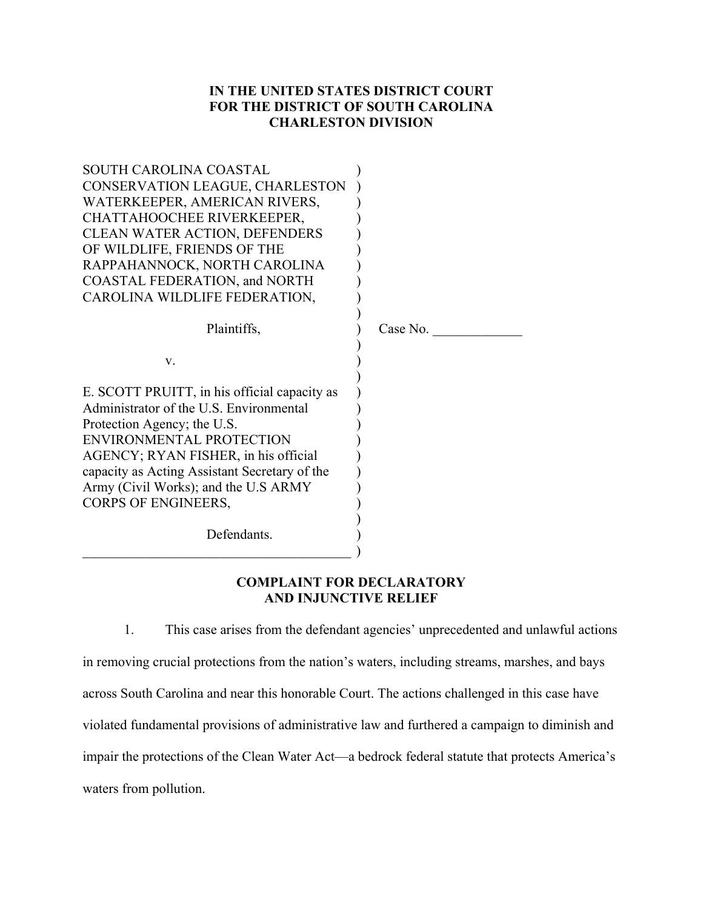**IN THE UNITED STATES DISTRICT COURT**
**FOR THE DISTRICT OF SOUTH CAROLINA**
**CHARLESTON DIVISION**

SOUTH CAROLINA COASTAL CONSERVATION LEAGUE, CHARLESTON WATERKEEPER, AMERICAN RIVERS, CHATTAHOOCHEE RIVERKEEPER, CLEAN WATER ACTION, DEFENDERS OF WILDLIFE, FRIENDS OF THE RAPPAHANNOCK, NORTH CAROLINA COASTAL FEDERATION, and NORTH CAROLINA WILDLIFE FEDERATION,

Plaintiffs,

v.

E. SCOTT PRUITT, in his official capacity as Administrator of the U.S. Environmental Protection Agency; the U.S. ENVIRONMENTAL PROTECTION AGENCY; RYAN FISHER, in his official capacity as Acting Assistant Secretary of the Army (Civil Works); and the U.S ARMY CORPS OF ENGINEERS,

Defendants.

Case No. _____________

**COMPLAINT FOR DECLARATORY AND INJUNCTIVE RELIEF**

1. This case arises from the defendant agencies' unprecedented and unlawful actions in removing crucial protections from the nation's waters, including streams, marshes, and bays across South Carolina and near this honorable Court. The actions challenged in this case have violated fundamental provisions of administrative law and furthered a campaign to diminish and impair the protections of the Clean Water Act—a bedrock federal statute that protects America's waters from pollution.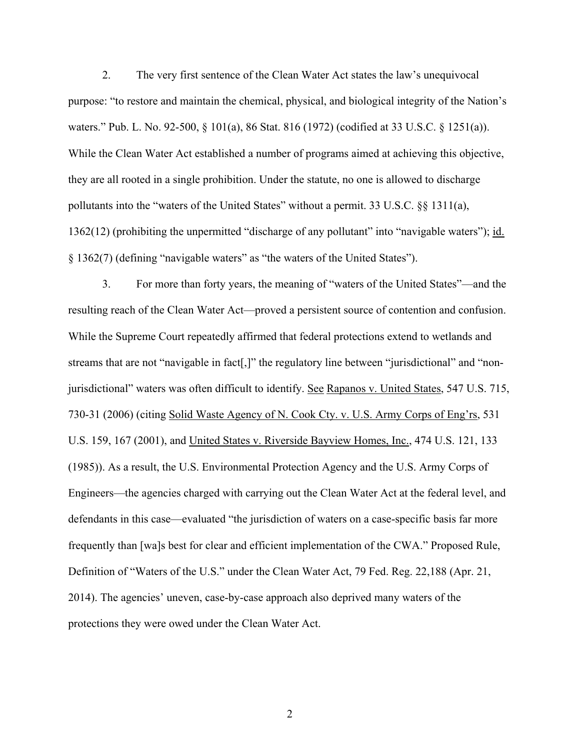2. The very first sentence of the Clean Water Act states the law's unequivocal purpose: "to restore and maintain the chemical, physical, and biological integrity of the Nation's waters." Pub. L. No. 92-500, § 101(a), 86 Stat. 816 (1972) (codified at 33 U.S.C. § 1251(a)). While the Clean Water Act established a number of programs aimed at achieving this objective, they are all rooted in a single prohibition. Under the statute, no one is allowed to discharge pollutants into the "waters of the United States" without a permit. 33 U.S.C. §§ 1311(a), 1362(12) (prohibiting the unpermitted "discharge of any pollutant" into "navigable waters"); id. § 1362(7) (defining "navigable waters" as "the waters of the United States").

3. For more than forty years, the meaning of "waters of the United States"—and the resulting reach of the Clean Water Act—proved a persistent source of contention and confusion. While the Supreme Court repeatedly affirmed that federal protections extend to wetlands and streams that are not "navigable in fact[,]" the regulatory line between "jurisdictional" and "non-jurisdictional" waters was often difficult to identify. See Rapanos v. United States, 547 U.S. 715, 730-31 (2006) (citing Solid Waste Agency of N. Cook Cty. v. U.S. Army Corps of Eng'rs, 531 U.S. 159, 167 (2001), and United States v. Riverside Bayview Homes, Inc., 474 U.S. 121, 133 (1985)). As a result, the U.S. Environmental Protection Agency and the U.S. Army Corps of Engineers—the agencies charged with carrying out the Clean Water Act at the federal level, and defendants in this case—evaluated "the jurisdiction of waters on a case-specific basis far more frequently than [wa]s best for clear and efficient implementation of the CWA." Proposed Rule, Definition of "Waters of the U.S." under the Clean Water Act, 79 Fed. Reg. 22,188 (Apr. 21, 2014). The agencies' uneven, case-by-case approach also deprived many waters of the protections they were owed under the Clean Water Act.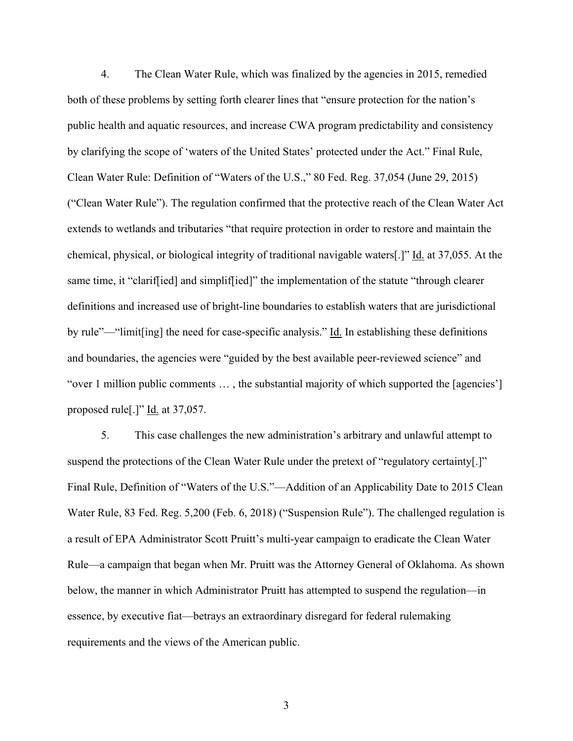4. The Clean Water Rule, which was finalized by the agencies in 2015, remedied both of these problems by setting forth clearer lines that "ensure protection for the nation's public health and aquatic resources, and increase CWA program predictability and consistency by clarifying the scope of 'waters of the United States' protected under the Act." Final Rule, Clean Water Rule: Definition of "Waters of the U.S.," 80 Fed. Reg. 37,054 (June 29, 2015) ("Clean Water Rule"). The regulation confirmed that the protective reach of the Clean Water Act extends to wetlands and tributaries "that require protection in order to restore and maintain the chemical, physical, or biological integrity of traditional navigable waters[.]" Id. at 37,055. At the same time, it "clarif[ied] and simplif[ied]" the implementation of the statute "through clearer definitions and increased use of bright-line boundaries to establish waters that are jurisdictional by rule"—"limit[ing] the need for case-specific analysis." Id. In establishing these definitions and boundaries, the agencies were "guided by the best available peer-reviewed science" and "over 1 million public comments … , the substantial majority of which supported the [agencies'] proposed rule[.]" Id. at 37,057.

5. This case challenges the new administration's arbitrary and unlawful attempt to suspend the protections of the Clean Water Rule under the pretext of "regulatory certainty[.]" Final Rule, Definition of "Waters of the U.S."—Addition of an Applicability Date to 2015 Clean Water Rule, 83 Fed. Reg. 5,200 (Feb. 6, 2018) ("Suspension Rule"). The challenged regulation is a result of EPA Administrator Scott Pruitt's multi-year campaign to eradicate the Clean Water Rule—a campaign that began when Mr. Pruitt was the Attorney General of Oklahoma. As shown below, the manner in which Administrator Pruitt has attempted to suspend the regulation—in essence, by executive fiat—betrays an extraordinary disregard for federal rulemaking requirements and the views of the American public.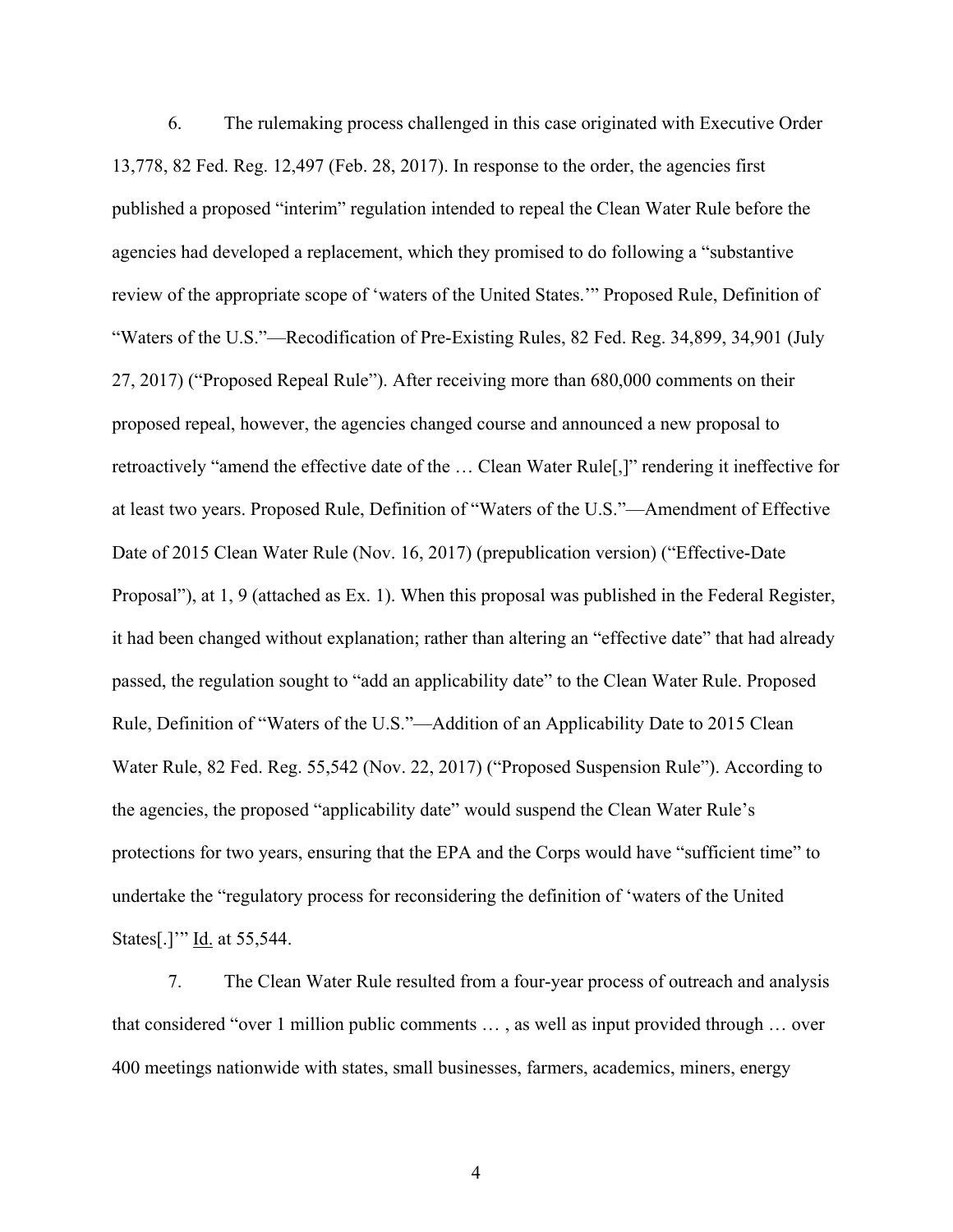6. The rulemaking process challenged in this case originated with Executive Order 13,778, 82 Fed. Reg. 12,497 (Feb. 28, 2017). In response to the order, the agencies first published a proposed "interim" regulation intended to repeal the Clean Water Rule before the agencies had developed a replacement, which they promised to do following a "substantive review of the appropriate scope of 'waters of the United States.'" Proposed Rule, Definition of "Waters of the U.S."—Recodification of Pre-Existing Rules, 82 Fed. Reg. 34,899, 34,901 (July 27, 2017) ("Proposed Repeal Rule"). After receiving more than 680,000 comments on their proposed repeal, however, the agencies changed course and announced a new proposal to retroactively "amend the effective date of the … Clean Water Rule[,]" rendering it ineffective for at least two years. Proposed Rule, Definition of "Waters of the U.S."—Amendment of Effective Date of 2015 Clean Water Rule (Nov. 16, 2017) (prepublication version) ("Effective-Date Proposal"), at 1, 9 (attached as Ex. 1). When this proposal was published in the Federal Register, it had been changed without explanation; rather than altering an "effective date" that had already passed, the regulation sought to "add an applicability date" to the Clean Water Rule. Proposed Rule, Definition of "Waters of the U.S."—Addition of an Applicability Date to 2015 Clean Water Rule, 82 Fed. Reg. 55,542 (Nov. 22, 2017) ("Proposed Suspension Rule"). According to the agencies, the proposed "applicability date" would suspend the Clean Water Rule's protections for two years, ensuring that the EPA and the Corps would have "sufficient time" to undertake the "regulatory process for reconsidering the definition of 'waters of the United States[.]'" Id. at 55,544.

7. The Clean Water Rule resulted from a four-year process of outreach and analysis that considered "over 1 million public comments … , as well as input provided through … over 400 meetings nationwide with states, small businesses, farmers, academics, miners, energy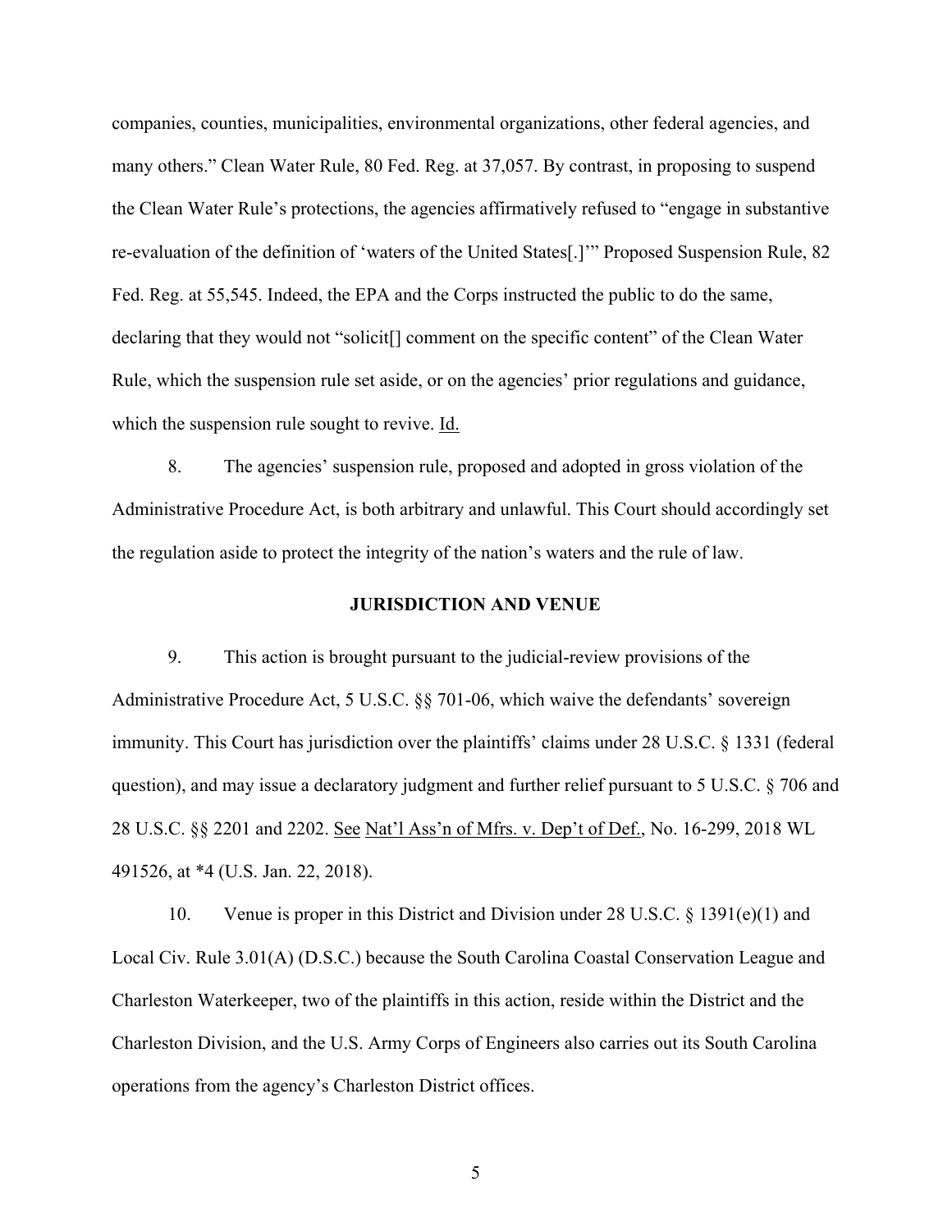companies, counties, municipalities, environmental organizations, other federal agencies, and many others." Clean Water Rule, 80 Fed. Reg. at 37,057. By contrast, in proposing to suspend the Clean Water Rule's protections, the agencies affirmatively refused to "engage in substantive re-evaluation of the definition of 'waters of the United States[.]'" Proposed Suspension Rule, 82 Fed. Reg. at 55,545. Indeed, the EPA and the Corps instructed the public to do the same, declaring that they would not "solicit[] comment on the specific content" of the Clean Water Rule, which the suspension rule set aside, or on the agencies' prior regulations and guidance, which the suspension rule sought to revive. Id.

8. The agencies' suspension rule, proposed and adopted in gross violation of the Administrative Procedure Act, is both arbitrary and unlawful. This Court should accordingly set the regulation aside to protect the integrity of the nation's waters and the rule of law.

## JURISDICTION AND VENUE

9. This action is brought pursuant to the judicial-review provisions of the Administrative Procedure Act, 5 U.S.C. §§ 701-06, which waive the defendants' sovereign immunity. This Court has jurisdiction over the plaintiffs' claims under 28 U.S.C. § 1331 (federal question), and may issue a declaratory judgment and further relief pursuant to 5 U.S.C. § 706 and 28 U.S.C. §§ 2201 and 2202. See Nat'l Ass'n of Mfrs. v. Dep't of Def., No. 16-299, 2018 WL 491526, at *4 (U.S. Jan. 22, 2018).

10. Venue is proper in this District and Division under 28 U.S.C. § 1391(e)(1) and Local Civ. Rule 3.01(A) (D.S.C.) because the South Carolina Coastal Conservation League and Charleston Waterkeeper, two of the plaintiffs in this action, reside within the District and the Charleston Division, and the U.S. Army Corps of Engineers also carries out its South Carolina operations from the agency's Charleston District offices.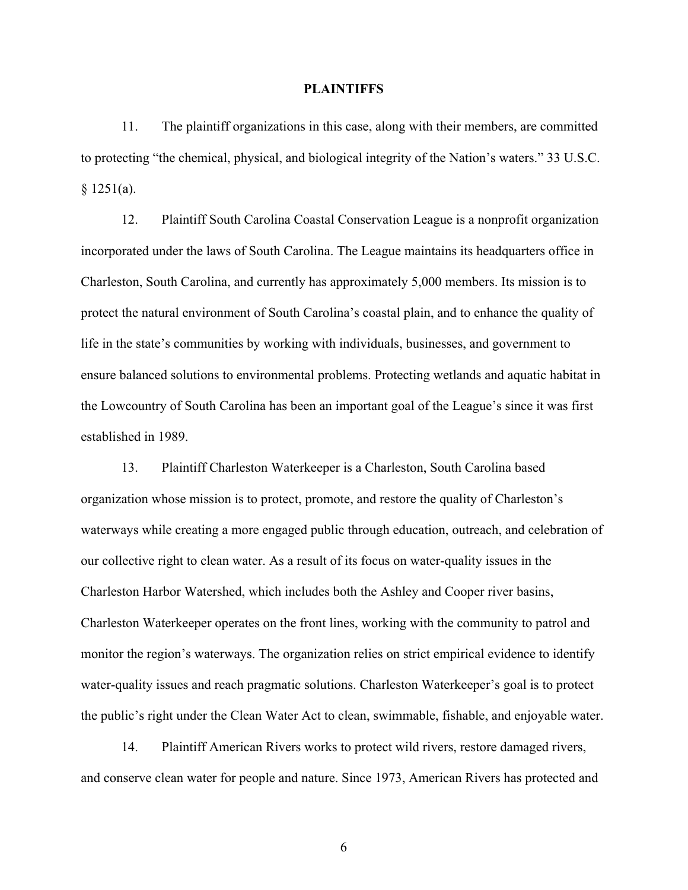## PLAINTIFFS

11. The plaintiff organizations in this case, along with their members, are committed to protecting "the chemical, physical, and biological integrity of the Nation's waters." 33 U.S.C. § 1251(a).

12. Plaintiff South Carolina Coastal Conservation League is a nonprofit organization incorporated under the laws of South Carolina. The League maintains its headquarters office in Charleston, South Carolina, and currently has approximately 5,000 members. Its mission is to protect the natural environment of South Carolina's coastal plain, and to enhance the quality of life in the state's communities by working with individuals, businesses, and government to ensure balanced solutions to environmental problems. Protecting wetlands and aquatic habitat in the Lowcountry of South Carolina has been an important goal of the League's since it was first established in 1989.

13. Plaintiff Charleston Waterkeeper is a Charleston, South Carolina based organization whose mission is to protect, promote, and restore the quality of Charleston's waterways while creating a more engaged public through education, outreach, and celebration of our collective right to clean water. As a result of its focus on water-quality issues in the Charleston Harbor Watershed, which includes both the Ashley and Cooper river basins, Charleston Waterkeeper operates on the front lines, working with the community to patrol and monitor the region's waterways. The organization relies on strict empirical evidence to identify water-quality issues and reach pragmatic solutions. Charleston Waterkeeper's goal is to protect the public's right under the Clean Water Act to clean, swimmable, fishable, and enjoyable water.

14. Plaintiff American Rivers works to protect wild rivers, restore damaged rivers, and conserve clean water for people and nature. Since 1973, American Rivers has protected and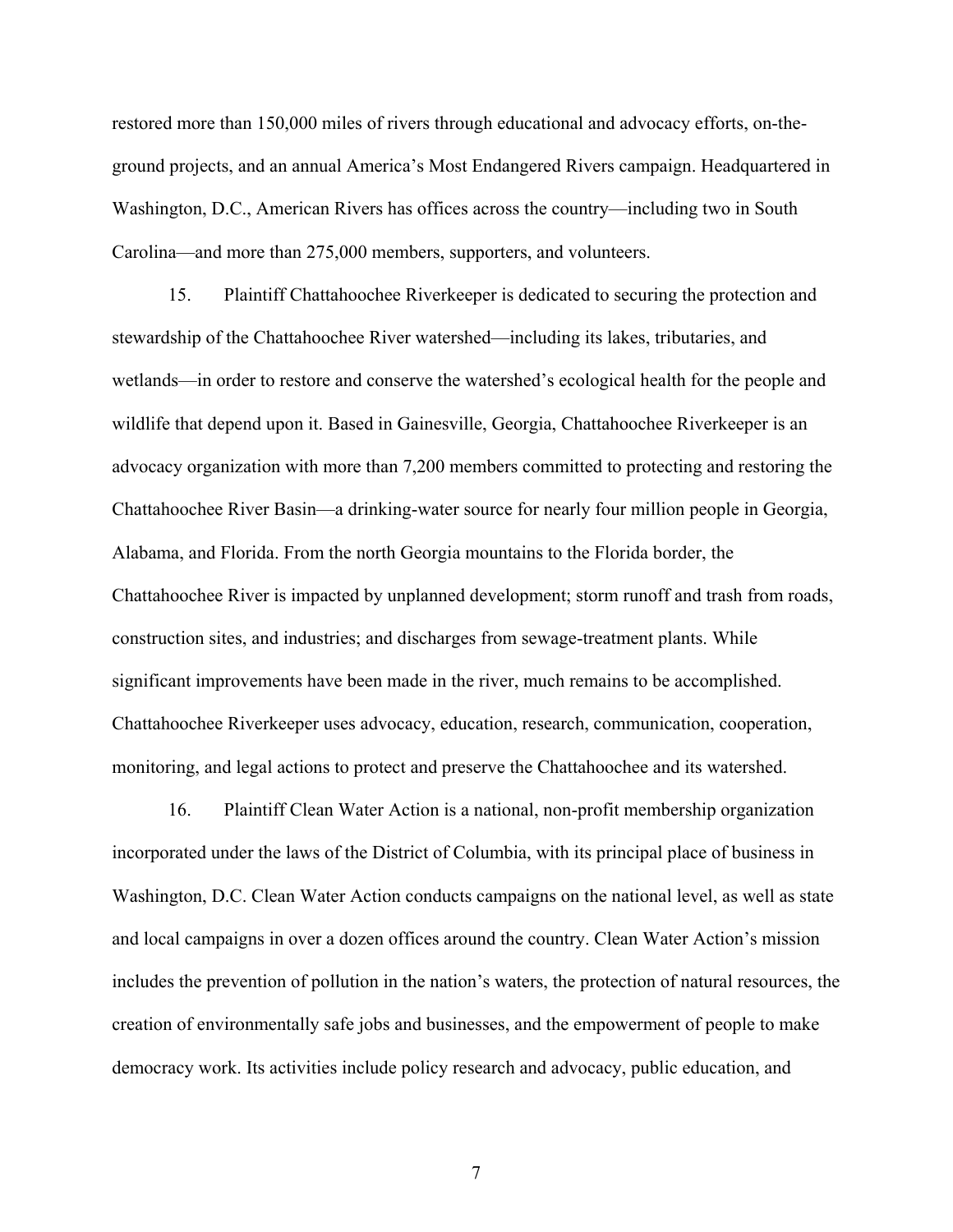restored more than 150,000 miles of rivers through educational and advocacy efforts, on-the-ground projects, and an annual America's Most Endangered Rivers campaign. Headquartered in Washington, D.C., American Rivers has offices across the country—including two in South Carolina—and more than 275,000 members, supporters, and volunteers.

15. Plaintiff Chattahoochee Riverkeeper is dedicated to securing the protection and stewardship of the Chattahoochee River watershed—including its lakes, tributaries, and wetlands—in order to restore and conserve the watershed's ecological health for the people and wildlife that depend upon it. Based in Gainesville, Georgia, Chattahoochee Riverkeeper is an advocacy organization with more than 7,200 members committed to protecting and restoring the Chattahoochee River Basin—a drinking-water source for nearly four million people in Georgia, Alabama, and Florida. From the north Georgia mountains to the Florida border, the Chattahoochee River is impacted by unplanned development; storm runoff and trash from roads, construction sites, and industries; and discharges from sewage-treatment plants. While significant improvements have been made in the river, much remains to be accomplished. Chattahoochee Riverkeeper uses advocacy, education, research, communication, cooperation, monitoring, and legal actions to protect and preserve the Chattahoochee and its watershed.

16. Plaintiff Clean Water Action is a national, non-profit membership organization incorporated under the laws of the District of Columbia, with its principal place of business in Washington, D.C. Clean Water Action conducts campaigns on the national level, as well as state and local campaigns in over a dozen offices around the country. Clean Water Action's mission includes the prevention of pollution in the nation's waters, the protection of natural resources, the creation of environmentally safe jobs and businesses, and the empowerment of people to make democracy work. Its activities include policy research and advocacy, public education, and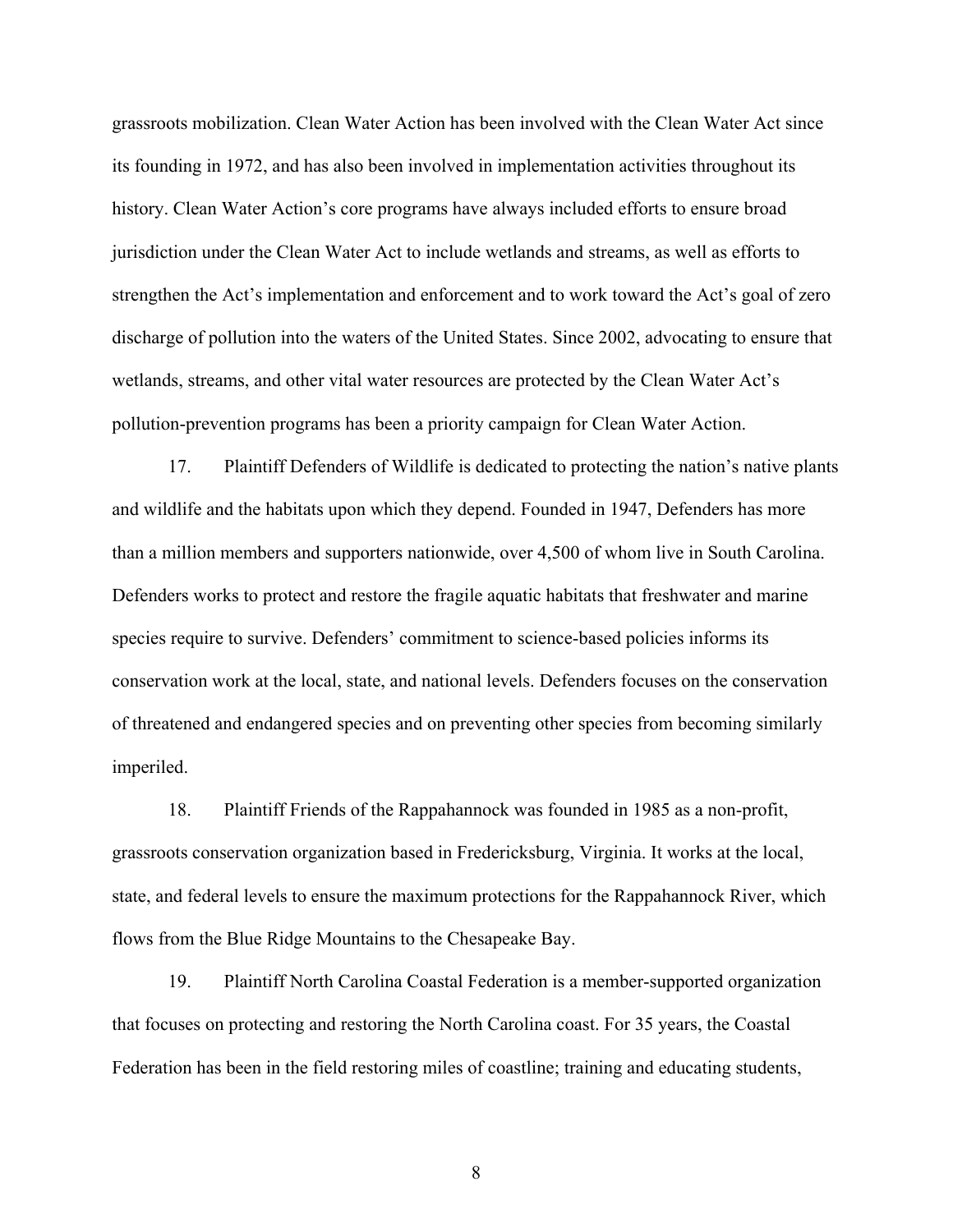grassroots mobilization. Clean Water Action has been involved with the Clean Water Act since its founding in 1972, and has also been involved in implementation activities throughout its history. Clean Water Action's core programs have always included efforts to ensure broad jurisdiction under the Clean Water Act to include wetlands and streams, as well as efforts to strengthen the Act's implementation and enforcement and to work toward the Act's goal of zero discharge of pollution into the waters of the United States. Since 2002, advocating to ensure that wetlands, streams, and other vital water resources are protected by the Clean Water Act's pollution-prevention programs has been a priority campaign for Clean Water Action.

17. Plaintiff Defenders of Wildlife is dedicated to protecting the nation's native plants and wildlife and the habitats upon which they depend. Founded in 1947, Defenders has more than a million members and supporters nationwide, over 4,500 of whom live in South Carolina. Defenders works to protect and restore the fragile aquatic habitats that freshwater and marine species require to survive. Defenders' commitment to science-based policies informs its conservation work at the local, state, and national levels. Defenders focuses on the conservation of threatened and endangered species and on preventing other species from becoming similarly imperiled.

18. Plaintiff Friends of the Rappahannock was founded in 1985 as a non-profit, grassroots conservation organization based in Fredericksburg, Virginia. It works at the local, state, and federal levels to ensure the maximum protections for the Rappahannock River, which flows from the Blue Ridge Mountains to the Chesapeake Bay.

19. Plaintiff North Carolina Coastal Federation is a member-supported organization that focuses on protecting and restoring the North Carolina coast. For 35 years, the Coastal Federation has been in the field restoring miles of coastline; training and educating students,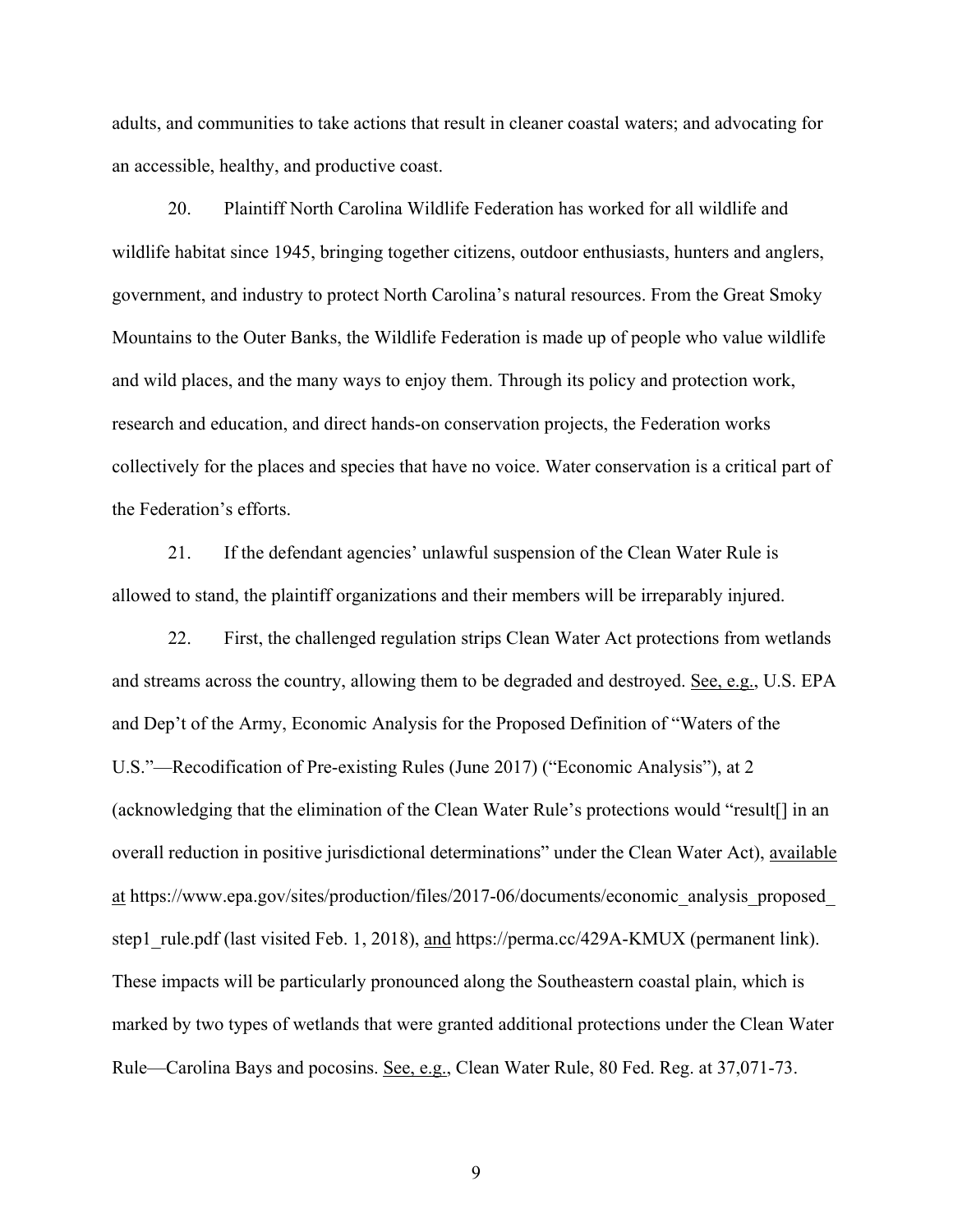adults, and communities to take actions that result in cleaner coastal waters; and advocating for an accessible, healthy, and productive coast.

20. Plaintiff North Carolina Wildlife Federation has worked for all wildlife and wildlife habitat since 1945, bringing together citizens, outdoor enthusiasts, hunters and anglers, government, and industry to protect North Carolina's natural resources. From the Great Smoky Mountains to the Outer Banks, the Wildlife Federation is made up of people who value wildlife and wild places, and the many ways to enjoy them. Through its policy and protection work, research and education, and direct hands-on conservation projects, the Federation works collectively for the places and species that have no voice. Water conservation is a critical part of the Federation's efforts.

21. If the defendant agencies' unlawful suspension of the Clean Water Rule is allowed to stand, the plaintiff organizations and their members will be irreparably injured.

22. First, the challenged regulation strips Clean Water Act protections from wetlands and streams across the country, allowing them to be degraded and destroyed. See, e.g., U.S. EPA and Dep't of the Army, Economic Analysis for the Proposed Definition of "Waters of the U.S."—Recodification of Pre-existing Rules (June 2017) ("Economic Analysis"), at 2 (acknowledging that the elimination of the Clean Water Rule's protections would "result[] in an overall reduction in positive jurisdictional determinations" under the Clean Water Act), available at https://www.epa.gov/sites/production/files/2017-06/documents/economic_analysis_proposed_step1_rule.pdf (last visited Feb. 1, 2018), and https://perma.cc/429A-KMUX (permanent link). These impacts will be particularly pronounced along the Southeastern coastal plain, which is marked by two types of wetlands that were granted additional protections under the Clean Water Rule—Carolina Bays and pocosins. See, e.g., Clean Water Rule, 80 Fed. Reg. at 37,071-73.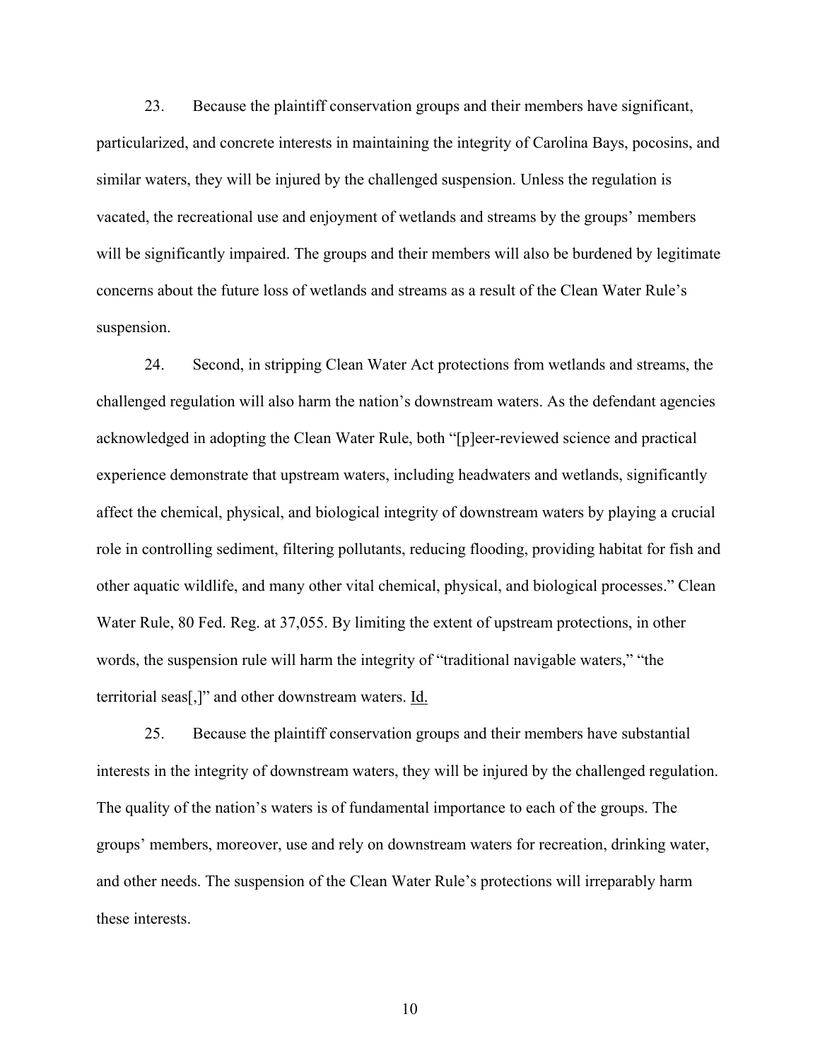23. Because the plaintiff conservation groups and their members have significant, particularized, and concrete interests in maintaining the integrity of Carolina Bays, pocosins, and similar waters, they will be injured by the challenged suspension. Unless the regulation is vacated, the recreational use and enjoyment of wetlands and streams by the groups' members will be significantly impaired. The groups and their members will also be burdened by legitimate concerns about the future loss of wetlands and streams as a result of the Clean Water Rule's suspension.

24. Second, in stripping Clean Water Act protections from wetlands and streams, the challenged regulation will also harm the nation's downstream waters. As the defendant agencies acknowledged in adopting the Clean Water Rule, both "[p]eer-reviewed science and practical experience demonstrate that upstream waters, including headwaters and wetlands, significantly affect the chemical, physical, and biological integrity of downstream waters by playing a crucial role in controlling sediment, filtering pollutants, reducing flooding, providing habitat for fish and other aquatic wildlife, and many other vital chemical, physical, and biological processes." Clean Water Rule, 80 Fed. Reg. at 37,055. By limiting the extent of upstream protections, in other words, the suspension rule will harm the integrity of "traditional navigable waters," "the territorial seas[,]" and other downstream waters. Id.

25. Because the plaintiff conservation groups and their members have substantial interests in the integrity of downstream waters, they will be injured by the challenged regulation. The quality of the nation's waters is of fundamental importance to each of the groups. The groups' members, moreover, use and rely on downstream waters for recreation, drinking water, and other needs. The suspension of the Clean Water Rule's protections will irreparably harm these interests.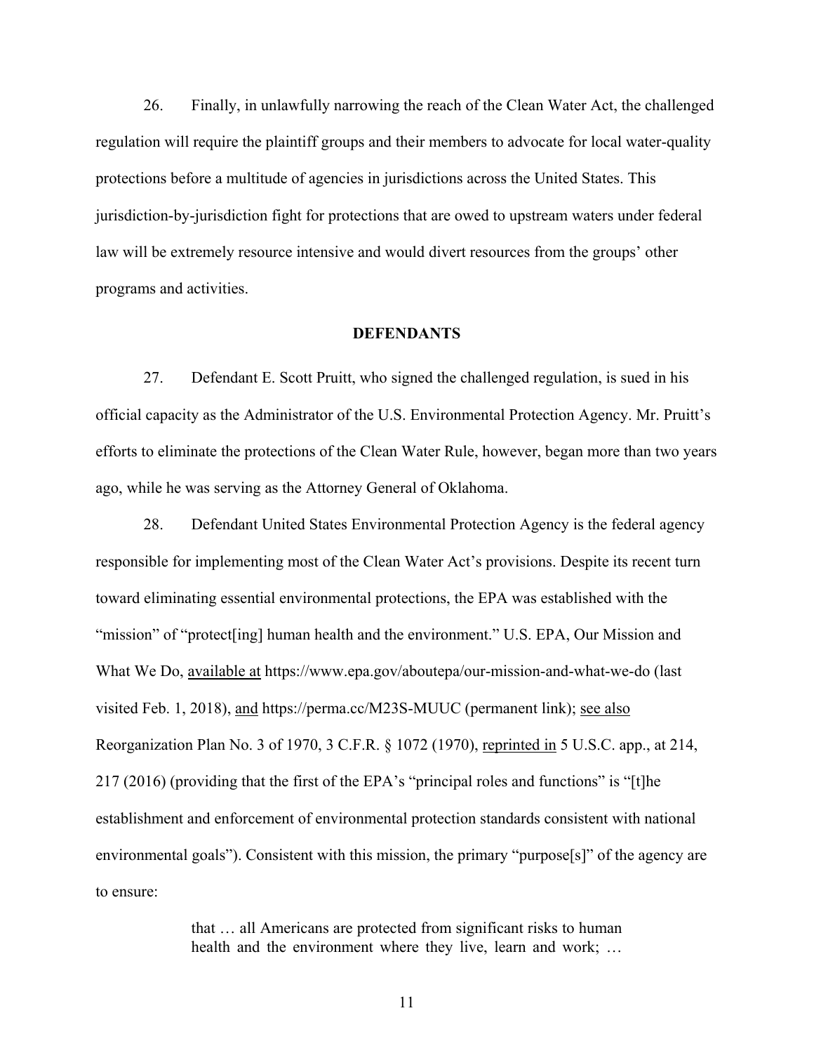26. Finally, in unlawfully narrowing the reach of the Clean Water Act, the challenged regulation will require the plaintiff groups and their members to advocate for local water-quality protections before a multitude of agencies in jurisdictions across the United States. This jurisdiction-by-jurisdiction fight for protections that are owed to upstream waters under federal law will be extremely resource intensive and would divert resources from the groups' other programs and activities.

**DEFENDANTS**

27. Defendant E. Scott Pruitt, who signed the challenged regulation, is sued in his official capacity as the Administrator of the U.S. Environmental Protection Agency. Mr. Pruitt's efforts to eliminate the protections of the Clean Water Rule, however, began more than two years ago, while he was serving as the Attorney General of Oklahoma.

28. Defendant United States Environmental Protection Agency is the federal agency responsible for implementing most of the Clean Water Act's provisions. Despite its recent turn toward eliminating essential environmental protections, the EPA was established with the "mission" of "protect[ing] human health and the environment." U.S. EPA, Our Mission and What We Do, available at https://www.epa.gov/aboutepa/our-mission-and-what-we-do (last visited Feb. 1, 2018), and https://perma.cc/M23S-MUUC (permanent link); see also Reorganization Plan No. 3 of 1970, 3 C.F.R. § 1072 (1970), reprinted in 5 U.S.C. app., at 214, 217 (2016) (providing that the first of the EPA's "principal roles and functions" is "[t]he establishment and enforcement of environmental protection standards consistent with national environmental goals"). Consistent with this mission, the primary "purpose[s]" of the agency are to ensure:

> that … all Americans are protected from significant risks to human health and the environment where they live, learn and work; …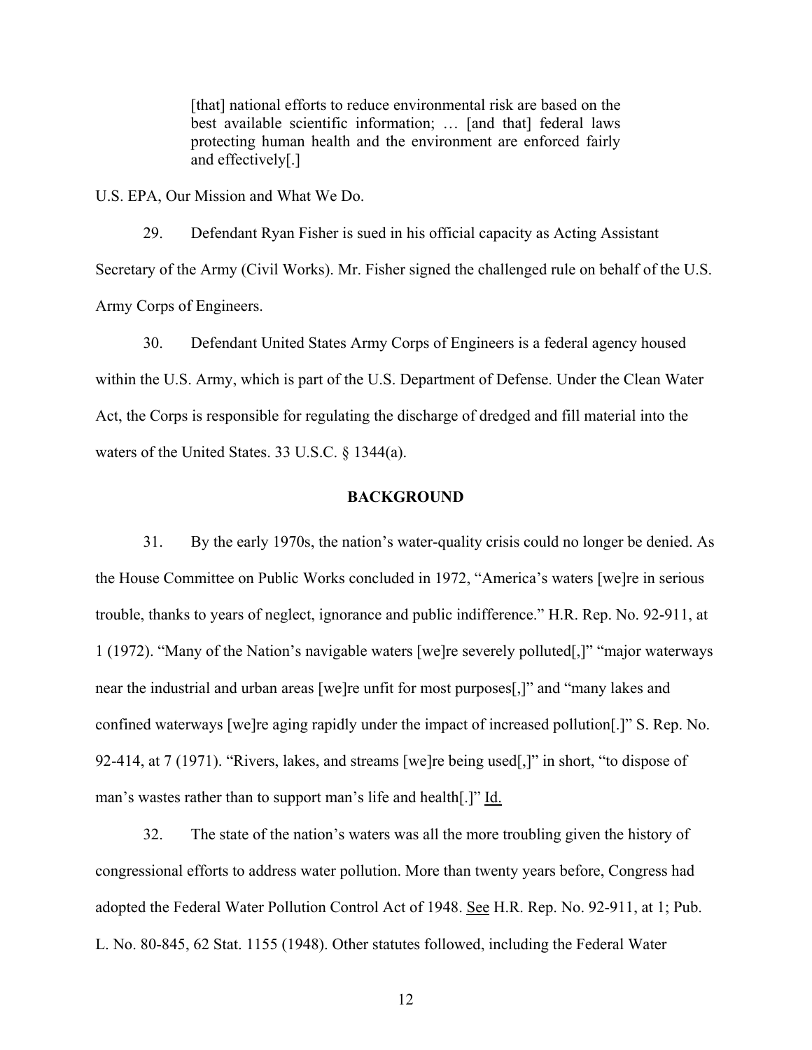> [that] national efforts to reduce environmental risk are based on the best available scientific information; … [and that] federal laws protecting human health and the environment are enforced fairly and effectively[.]

U.S. EPA, Our Mission and What We Do.

29. Defendant Ryan Fisher is sued in his official capacity as Acting Assistant Secretary of the Army (Civil Works). Mr. Fisher signed the challenged rule on behalf of the U.S. Army Corps of Engineers.

30. Defendant United States Army Corps of Engineers is a federal agency housed within the U.S. Army, which is part of the U.S. Department of Defense. Under the Clean Water Act, the Corps is responsible for regulating the discharge of dredged and fill material into the waters of the United States. 33 U.S.C. § 1344(a).

**BACKGROUND**

31. By the early 1970s, the nation's water-quality crisis could no longer be denied. As the House Committee on Public Works concluded in 1972, "America's waters [we]re in serious trouble, thanks to years of neglect, ignorance and public indifference." H.R. Rep. No. 92-911, at 1 (1972). "Many of the Nation's navigable waters [we]re severely polluted[,]" "major waterways near the industrial and urban areas [we]re unfit for most purposes[,]" and "many lakes and confined waterways [we]re aging rapidly under the impact of increased pollution[.]" S. Rep. No. 92-414, at 7 (1971). "Rivers, lakes, and streams [we]re being used[,]" in short, "to dispose of man's wastes rather than to support man's life and health[.]" Id.

32. The state of the nation's waters was all the more troubling given the history of congressional efforts to address water pollution. More than twenty years before, Congress had adopted the Federal Water Pollution Control Act of 1948. See H.R. Rep. No. 92-911, at 1; Pub. L. No. 80-845, 62 Stat. 1155 (1948). Other statutes followed, including the Federal Water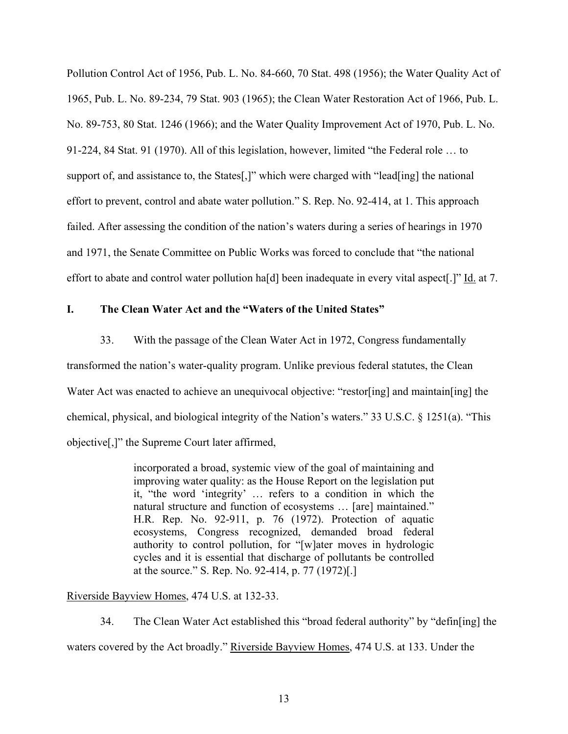Pollution Control Act of 1956, Pub. L. No. 84-660, 70 Stat. 498 (1956); the Water Quality Act of 1965, Pub. L. No. 89-234, 79 Stat. 903 (1965); the Clean Water Restoration Act of 1966, Pub. L. No. 89-753, 80 Stat. 1246 (1966); and the Water Quality Improvement Act of 1970, Pub. L. No. 91-224, 84 Stat. 91 (1970). All of this legislation, however, limited "the Federal role … to support of, and assistance to, the States[,]" which were charged with "lead[ing] the national effort to prevent, control and abate water pollution." S. Rep. No. 92-414, at 1. This approach failed. After assessing the condition of the nation's waters during a series of hearings in 1970 and 1971, the Senate Committee on Public Works was forced to conclude that "the national effort to abate and control water pollution ha[d] been inadequate in every vital aspect[.]" Id. at 7.

## I. The Clean Water Act and the "Waters of the United States"

33. With the passage of the Clean Water Act in 1972, Congress fundamentally transformed the nation's water-quality program. Unlike previous federal statutes, the Clean Water Act was enacted to achieve an unequivocal objective: "restor[ing] and maintain[ing] the chemical, physical, and biological integrity of the Nation's waters." 33 U.S.C. § 1251(a). "This objective[,]" the Supreme Court later affirmed,

> incorporated a broad, systemic view of the goal of maintaining and improving water quality: as the House Report on the legislation put it, "the word 'integrity' … refers to a condition in which the natural structure and function of ecosystems … [are] maintained." H.R. Rep. No. 92-911, p. 76 (1972). Protection of aquatic ecosystems, Congress recognized, demanded broad federal authority to control pollution, for "[w]ater moves in hydrologic cycles and it is essential that discharge of pollutants be controlled at the source." S. Rep. No. 92-414, p. 77 (1972)[.]

Riverside Bayview Homes, 474 U.S. at 132-33.

34. The Clean Water Act established this "broad federal authority" by "defin[ing] the waters covered by the Act broadly." Riverside Bayview Homes, 474 U.S. at 133. Under the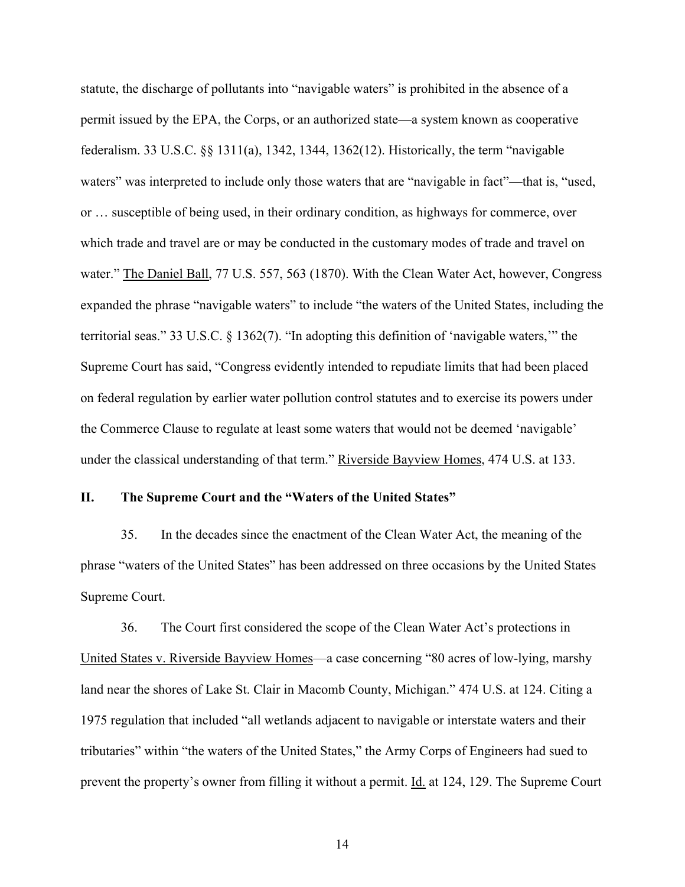statute, the discharge of pollutants into "navigable waters" is prohibited in the absence of a permit issued by the EPA, the Corps, or an authorized state—a system known as cooperative federalism. 33 U.S.C. §§ 1311(a), 1342, 1344, 1362(12). Historically, the term "navigable waters" was interpreted to include only those waters that are "navigable in fact"—that is, "used, or … susceptible of being used, in their ordinary condition, as highways for commerce, over which trade and travel are or may be conducted in the customary modes of trade and travel on water." The Daniel Ball, 77 U.S. 557, 563 (1870). With the Clean Water Act, however, Congress expanded the phrase "navigable waters" to include "the waters of the United States, including the territorial seas." 33 U.S.C. § 1362(7). "In adopting this definition of 'navigable waters,'" the Supreme Court has said, "Congress evidently intended to repudiate limits that had been placed on federal regulation by earlier water pollution control statutes and to exercise its powers under the Commerce Clause to regulate at least some waters that would not be deemed 'navigable' under the classical understanding of that term." Riverside Bayview Homes, 474 U.S. at 133.

## II. The Supreme Court and the "Waters of the United States"

35. In the decades since the enactment of the Clean Water Act, the meaning of the phrase "waters of the United States" has been addressed on three occasions by the United States Supreme Court.

36. The Court first considered the scope of the Clean Water Act's protections in United States v. Riverside Bayview Homes—a case concerning "80 acres of low-lying, marshy land near the shores of Lake St. Clair in Macomb County, Michigan." 474 U.S. at 124. Citing a 1975 regulation that included "all wetlands adjacent to navigable or interstate waters and their tributaries" within "the waters of the United States," the Army Corps of Engineers had sued to prevent the property's owner from filling it without a permit. Id. at 124, 129. The Supreme Court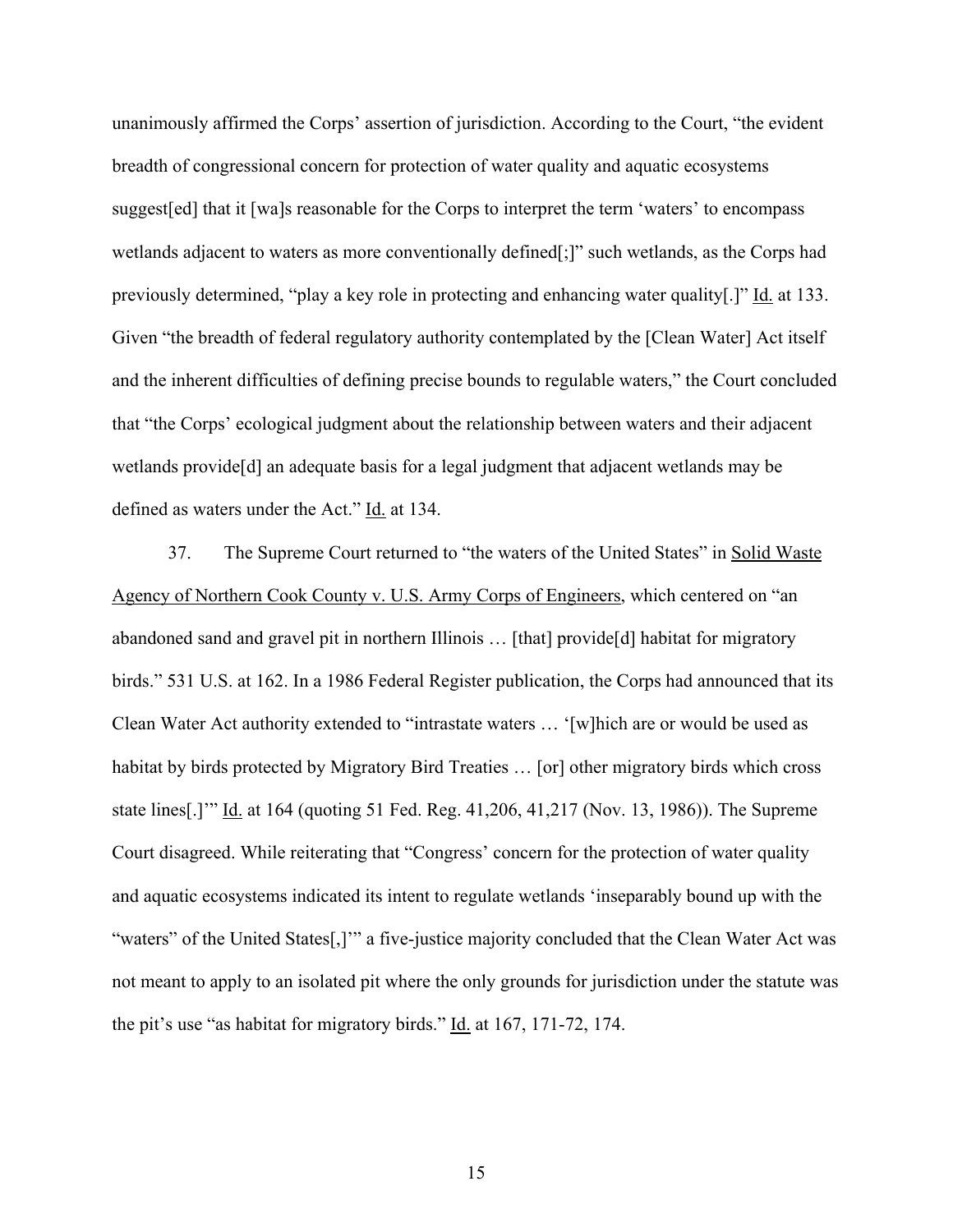unanimously affirmed the Corps' assertion of jurisdiction. According to the Court, "the evident breadth of congressional concern for protection of water quality and aquatic ecosystems suggest[ed] that it [wa]s reasonable for the Corps to interpret the term 'waters' to encompass wetlands adjacent to waters as more conventionally defined[;]" such wetlands, as the Corps had previously determined, "play a key role in protecting and enhancing water quality[.]" Id. at 133. Given "the breadth of federal regulatory authority contemplated by the [Clean Water] Act itself and the inherent difficulties of defining precise bounds to regulable waters," the Court concluded that "the Corps' ecological judgment about the relationship between waters and their adjacent wetlands provide[d] an adequate basis for a legal judgment that adjacent wetlands may be defined as waters under the Act." Id. at 134.

37. The Supreme Court returned to "the waters of the United States" in Solid Waste Agency of Northern Cook County v. U.S. Army Corps of Engineers, which centered on "an abandoned sand and gravel pit in northern Illinois … [that] provide[d] habitat for migratory birds." 531 U.S. at 162. In a 1986 Federal Register publication, the Corps had announced that its Clean Water Act authority extended to "intrastate waters … '[w]hich are or would be used as habitat by birds protected by Migratory Bird Treaties … [or] other migratory birds which cross state lines[.]'" Id. at 164 (quoting 51 Fed. Reg. 41,206, 41,217 (Nov. 13, 1986)). The Supreme Court disagreed. While reiterating that "Congress' concern for the protection of water quality and aquatic ecosystems indicated its intent to regulate wetlands 'inseparably bound up with the "waters" of the United States[,]'" a five-justice majority concluded that the Clean Water Act was not meant to apply to an isolated pit where the only grounds for jurisdiction under the statute was the pit's use "as habitat for migratory birds." Id. at 167, 171-72, 174.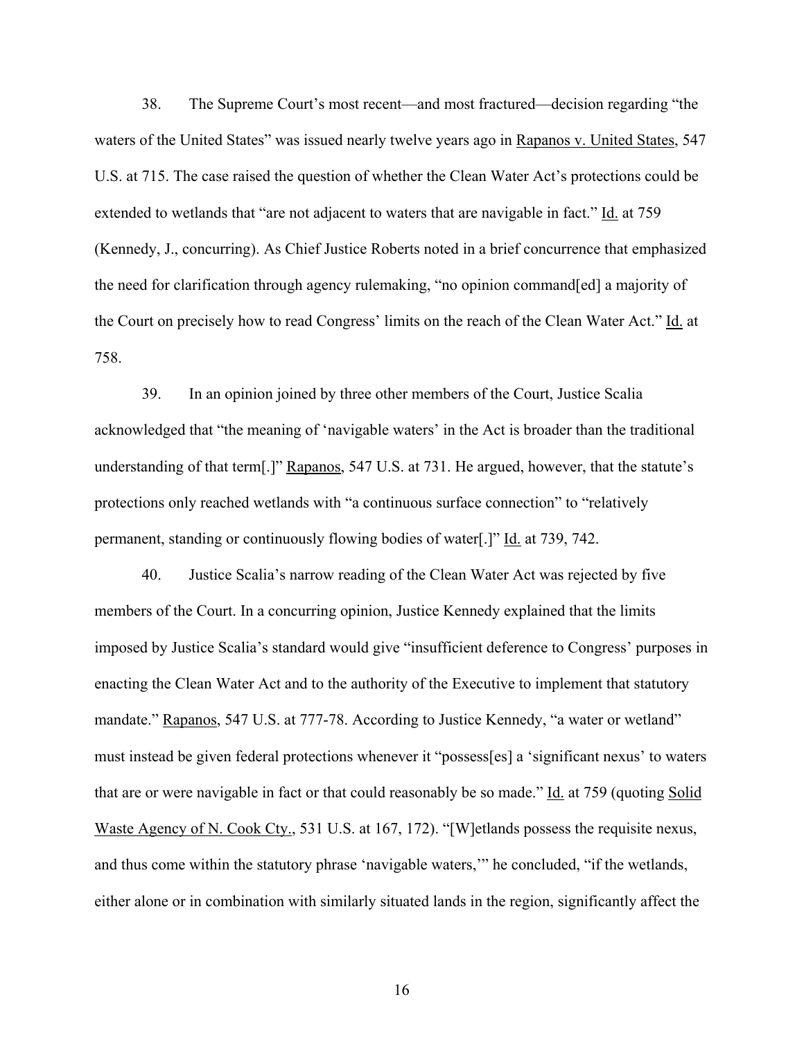38. The Supreme Court's most recent—and most fractured—decision regarding "the waters of the United States" was issued nearly twelve years ago in Rapanos v. United States, 547 U.S. at 715. The case raised the question of whether the Clean Water Act's protections could be extended to wetlands that "are not adjacent to waters that are navigable in fact." Id. at 759 (Kennedy, J., concurring). As Chief Justice Roberts noted in a brief concurrence that emphasized the need for clarification through agency rulemaking, "no opinion command[ed] a majority of the Court on precisely how to read Congress' limits on the reach of the Clean Water Act." Id. at 758.

39. In an opinion joined by three other members of the Court, Justice Scalia acknowledged that "the meaning of 'navigable waters' in the Act is broader than the traditional understanding of that term[.]" Rapanos, 547 U.S. at 731. He argued, however, that the statute's protections only reached wetlands with "a continuous surface connection" to "relatively permanent, standing or continuously flowing bodies of water[.]" Id. at 739, 742.

40. Justice Scalia's narrow reading of the Clean Water Act was rejected by five members of the Court. In a concurring opinion, Justice Kennedy explained that the limits imposed by Justice Scalia's standard would give "insufficient deference to Congress' purposes in enacting the Clean Water Act and to the authority of the Executive to implement that statutory mandate." Rapanos, 547 U.S. at 777-78. According to Justice Kennedy, "a water or wetland" must instead be given federal protections whenever it "possess[es] a 'significant nexus' to waters that are or were navigable in fact or that could reasonably be so made." Id. at 759 (quoting Solid Waste Agency of N. Cook Cty., 531 U.S. at 167, 172). "[W]etlands possess the requisite nexus, and thus come within the statutory phrase 'navigable waters,'" he concluded, "if the wetlands, either alone or in combination with similarly situated lands in the region, significantly affect the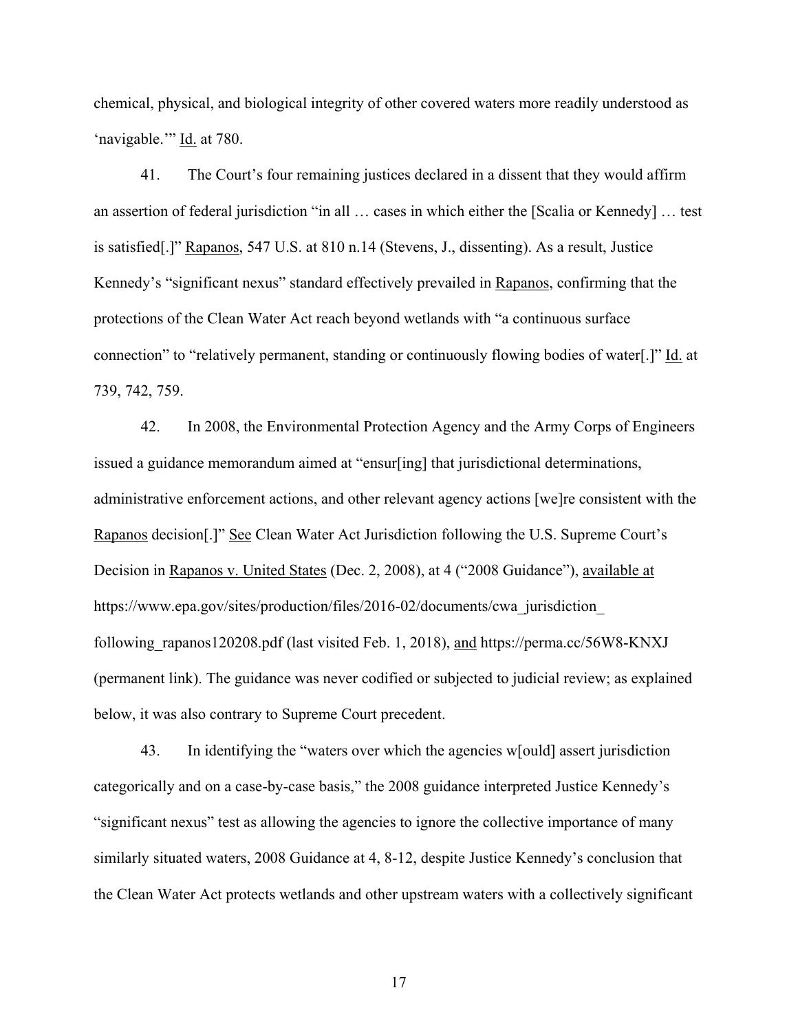chemical, physical, and biological integrity of other covered waters more readily understood as 'navigable.'" Id. at 780.

41. The Court's four remaining justices declared in a dissent that they would affirm an assertion of federal jurisdiction "in all … cases in which either the [Scalia or Kennedy] … test is satisfied[.]" Rapanos, 547 U.S. at 810 n.14 (Stevens, J., dissenting). As a result, Justice Kennedy's "significant nexus" standard effectively prevailed in Rapanos, confirming that the protections of the Clean Water Act reach beyond wetlands with "a continuous surface connection" to "relatively permanent, standing or continuously flowing bodies of water[.]" Id. at 739, 742, 759.

42. In 2008, the Environmental Protection Agency and the Army Corps of Engineers issued a guidance memorandum aimed at "ensur[ing] that jurisdictional determinations, administrative enforcement actions, and other relevant agency actions [we]re consistent with the Rapanos decision[.]" See Clean Water Act Jurisdiction following the U.S. Supreme Court's Decision in Rapanos v. United States (Dec. 2, 2008), at 4 ("2008 Guidance"), available at https://www.epa.gov/sites/production/files/2016-02/documents/cwa_jurisdiction_following_rapanos120208.pdf (last visited Feb. 1, 2018), and https://perma.cc/56W8-KNXJ (permanent link). The guidance was never codified or subjected to judicial review; as explained below, it was also contrary to Supreme Court precedent.

43. In identifying the "waters over which the agencies w[ould] assert jurisdiction categorically and on a case-by-case basis," the 2008 guidance interpreted Justice Kennedy's "significant nexus" test as allowing the agencies to ignore the collective importance of many similarly situated waters, 2008 Guidance at 4, 8-12, despite Justice Kennedy's conclusion that the Clean Water Act protects wetlands and other upstream waters with a collectively significant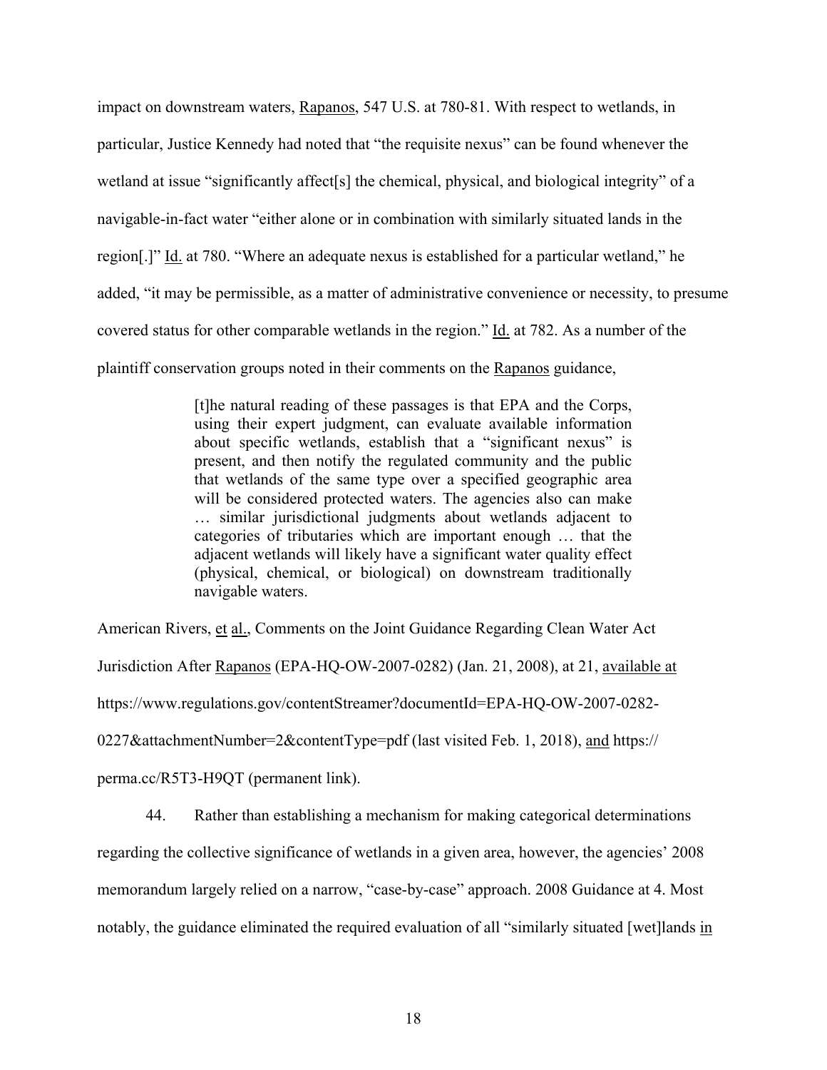impact on downstream waters, Rapanos, 547 U.S. at 780-81. With respect to wetlands, in particular, Justice Kennedy had noted that "the requisite nexus" can be found whenever the wetland at issue "significantly affect[s] the chemical, physical, and biological integrity" of a navigable-in-fact water "either alone or in combination with similarly situated lands in the region[.]" Id. at 780. "Where an adequate nexus is established for a particular wetland," he added, "it may be permissible, as a matter of administrative convenience or necessity, to presume covered status for other comparable wetlands in the region." Id. at 782. As a number of the plaintiff conservation groups noted in their comments on the Rapanos guidance,

> [t]he natural reading of these passages is that EPA and the Corps, using their expert judgment, can evaluate available information about specific wetlands, establish that a "significant nexus" is present, and then notify the regulated community and the public that wetlands of the same type over a specified geographic area will be considered protected waters. The agencies also can make … similar jurisdictional judgments about wetlands adjacent to categories of tributaries which are important enough … that the adjacent wetlands will likely have a significant water quality effect (physical, chemical, or biological) on downstream traditionally navigable waters.

American Rivers, et al., Comments on the Joint Guidance Regarding Clean Water Act Jurisdiction After Rapanos (EPA-HQ-OW-2007-0282) (Jan. 21, 2008), at 21, available at https://www.regulations.gov/contentStreamer?documentId=EPA-HQ-OW-2007-0282-0227&attachmentNumber=2&contentType=pdf (last visited Feb. 1, 2018), and https://perma.cc/R5T3-H9QT (permanent link).

44. Rather than establishing a mechanism for making categorical determinations regarding the collective significance of wetlands in a given area, however, the agencies' 2008 memorandum largely relied on a narrow, "case-by-case" approach. 2008 Guidance at 4. Most notably, the guidance eliminated the required evaluation of all "similarly situated [wet]lands in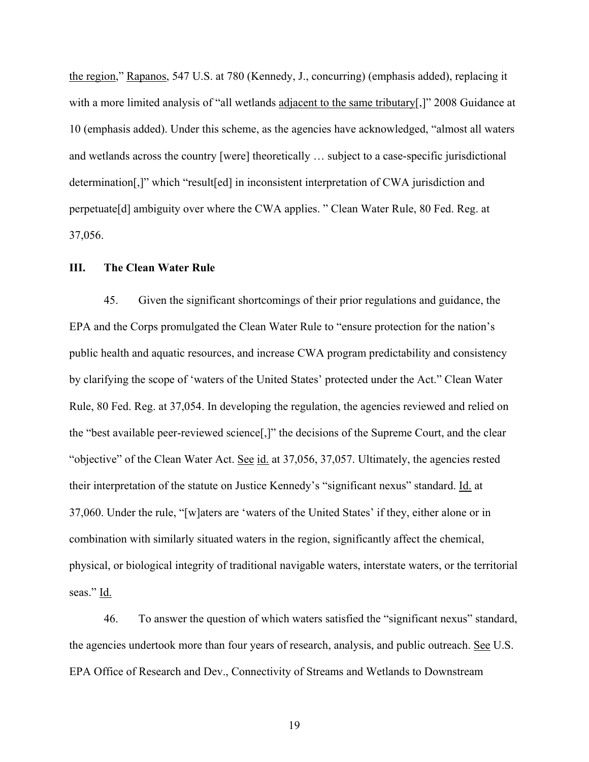the region," Rapanos, 547 U.S. at 780 (Kennedy, J., concurring) (emphasis added), replacing it with a more limited analysis of "all wetlands adjacent to the same tributary[,]" 2008 Guidance at 10 (emphasis added). Under this scheme, as the agencies have acknowledged, "almost all waters and wetlands across the country [were] theoretically … subject to a case-specific jurisdictional determination[,]" which "result[ed] in inconsistent interpretation of CWA jurisdiction and perpetuate[d] ambiguity over where the CWA applies. " Clean Water Rule, 80 Fed. Reg. at 37,056.

## III. The Clean Water Rule

45. Given the significant shortcomings of their prior regulations and guidance, the EPA and the Corps promulgated the Clean Water Rule to "ensure protection for the nation's public health and aquatic resources, and increase CWA program predictability and consistency by clarifying the scope of 'waters of the United States' protected under the Act." Clean Water Rule, 80 Fed. Reg. at 37,054. In developing the regulation, the agencies reviewed and relied on the "best available peer-reviewed science[,]" the decisions of the Supreme Court, and the clear "objective" of the Clean Water Act. See id. at 37,056, 37,057. Ultimately, the agencies rested their interpretation of the statute on Justice Kennedy's "significant nexus" standard. Id. at 37,060. Under the rule, "[w]aters are 'waters of the United States' if they, either alone or in combination with similarly situated waters in the region, significantly affect the chemical, physical, or biological integrity of traditional navigable waters, interstate waters, or the territorial seas." Id.

46. To answer the question of which waters satisfied the "significant nexus" standard, the agencies undertook more than four years of research, analysis, and public outreach. See U.S. EPA Office of Research and Dev., Connectivity of Streams and Wetlands to Downstream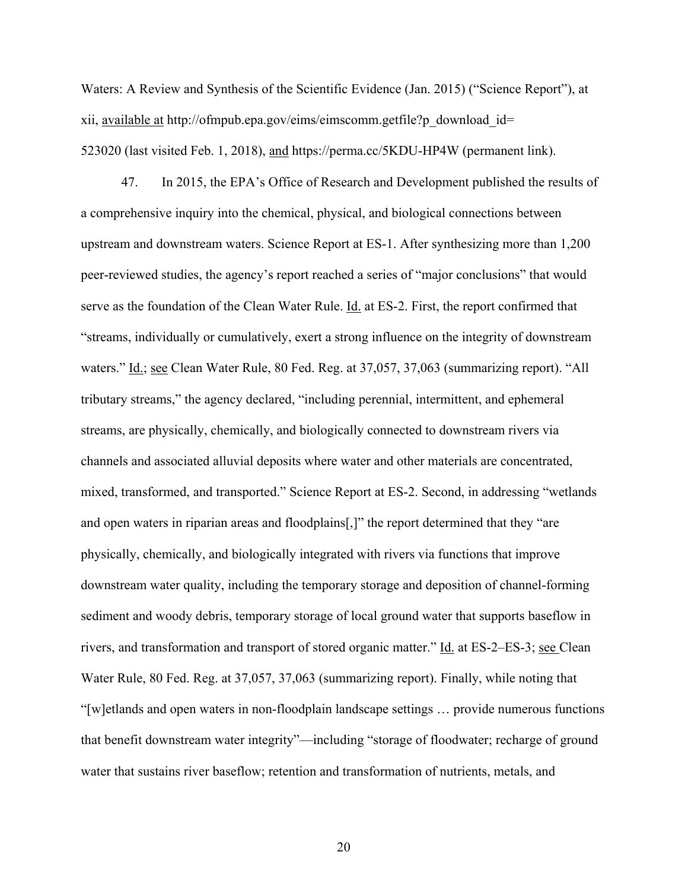Waters: A Review and Synthesis of the Scientific Evidence (Jan. 2015) ("Science Report"), at xii, available at http://ofmpub.epa.gov/eims/eimscomm.getfile?p_download_id=523020 (last visited Feb. 1, 2018), and https://perma.cc/5KDU-HP4W (permanent link).

47. In 2015, the EPA's Office of Research and Development published the results of a comprehensive inquiry into the chemical, physical, and biological connections between upstream and downstream waters. Science Report at ES-1. After synthesizing more than 1,200 peer-reviewed studies, the agency's report reached a series of "major conclusions" that would serve as the foundation of the Clean Water Rule. Id. at ES-2. First, the report confirmed that "streams, individually or cumulatively, exert a strong influence on the integrity of downstream waters." Id.; see Clean Water Rule, 80 Fed. Reg. at 37,057, 37,063 (summarizing report). "All tributary streams," the agency declared, "including perennial, intermittent, and ephemeral streams, are physically, chemically, and biologically connected to downstream rivers via channels and associated alluvial deposits where water and other materials are concentrated, mixed, transformed, and transported." Science Report at ES-2. Second, in addressing "wetlands and open waters in riparian areas and floodplains[,]" the report determined that they "are physically, chemically, and biologically integrated with rivers via functions that improve downstream water quality, including the temporary storage and deposition of channel-forming sediment and woody debris, temporary storage of local ground water that supports baseflow in rivers, and transformation and transport of stored organic matter." Id. at ES-2–ES-3; see Clean Water Rule, 80 Fed. Reg. at 37,057, 37,063 (summarizing report). Finally, while noting that "[w]etlands and open waters in non-floodplain landscape settings … provide numerous functions that benefit downstream water integrity"—including "storage of floodwater; recharge of ground water that sustains river baseflow; retention and transformation of nutrients, metals, and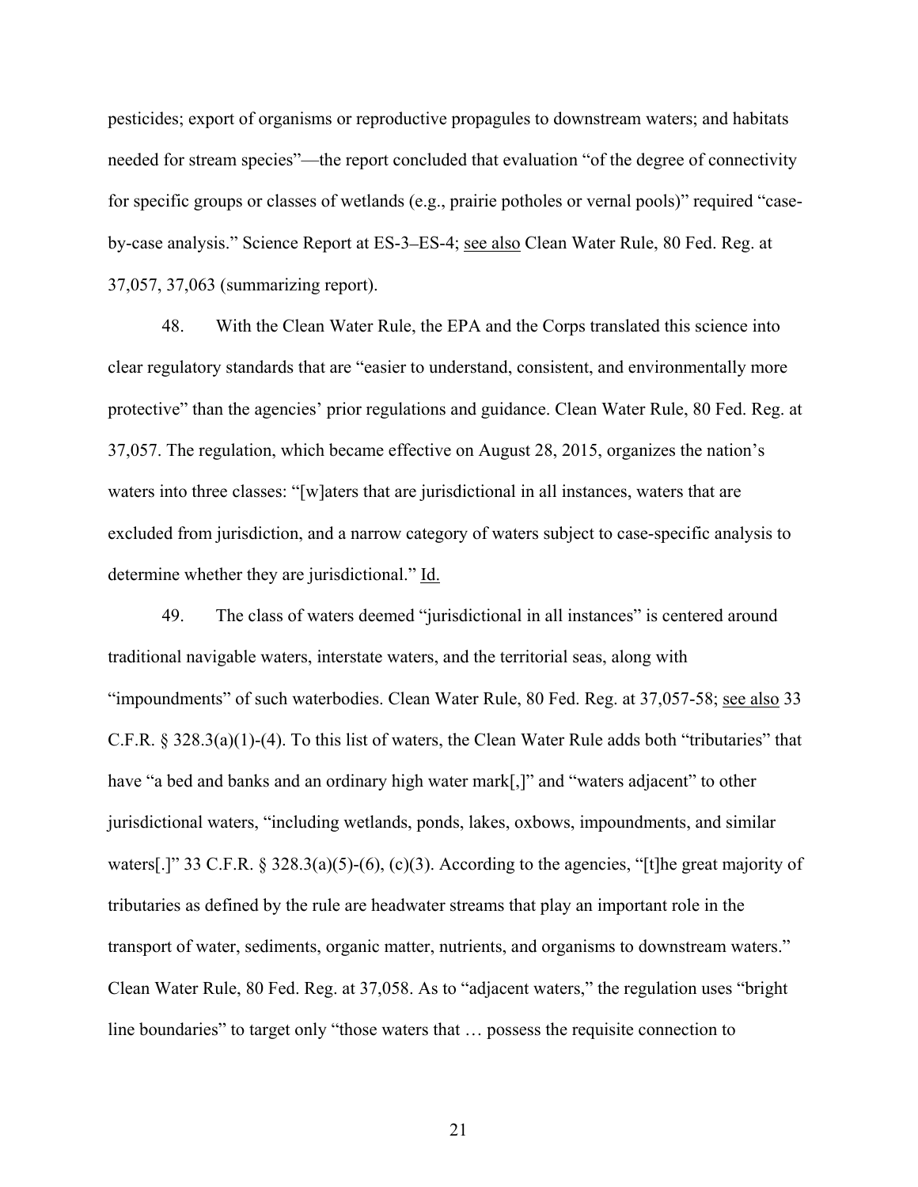pesticides; export of organisms or reproductive propagules to downstream waters; and habitats needed for stream species"—the report concluded that evaluation "of the degree of connectivity for specific groups or classes of wetlands (e.g., prairie potholes or vernal pools)" required "case-by-case analysis." Science Report at ES-3–ES-4; see also Clean Water Rule, 80 Fed. Reg. at 37,057, 37,063 (summarizing report).

48. With the Clean Water Rule, the EPA and the Corps translated this science into clear regulatory standards that are "easier to understand, consistent, and environmentally more protective" than the agencies' prior regulations and guidance. Clean Water Rule, 80 Fed. Reg. at 37,057. The regulation, which became effective on August 28, 2015, organizes the nation's waters into three classes: "[w]aters that are jurisdictional in all instances, waters that are excluded from jurisdiction, and a narrow category of waters subject to case-specific analysis to determine whether they are jurisdictional." Id.

49. The class of waters deemed "jurisdictional in all instances" is centered around traditional navigable waters, interstate waters, and the territorial seas, along with "impoundments" of such waterbodies. Clean Water Rule, 80 Fed. Reg. at 37,057-58; see also 33 C.F.R. § 328.3(a)(1)-(4). To this list of waters, the Clean Water Rule adds both "tributaries" that have "a bed and banks and an ordinary high water mark[,]" and "waters adjacent" to other jurisdictional waters, "including wetlands, ponds, lakes, oxbows, impoundments, and similar waters[.]" 33 C.F.R. § 328.3(a)(5)-(6), (c)(3). According to the agencies, "[t]he great majority of tributaries as defined by the rule are headwater streams that play an important role in the transport of water, sediments, organic matter, nutrients, and organisms to downstream waters." Clean Water Rule, 80 Fed. Reg. at 37,058. As to "adjacent waters," the regulation uses "bright line boundaries" to target only "those waters that … possess the requisite connection to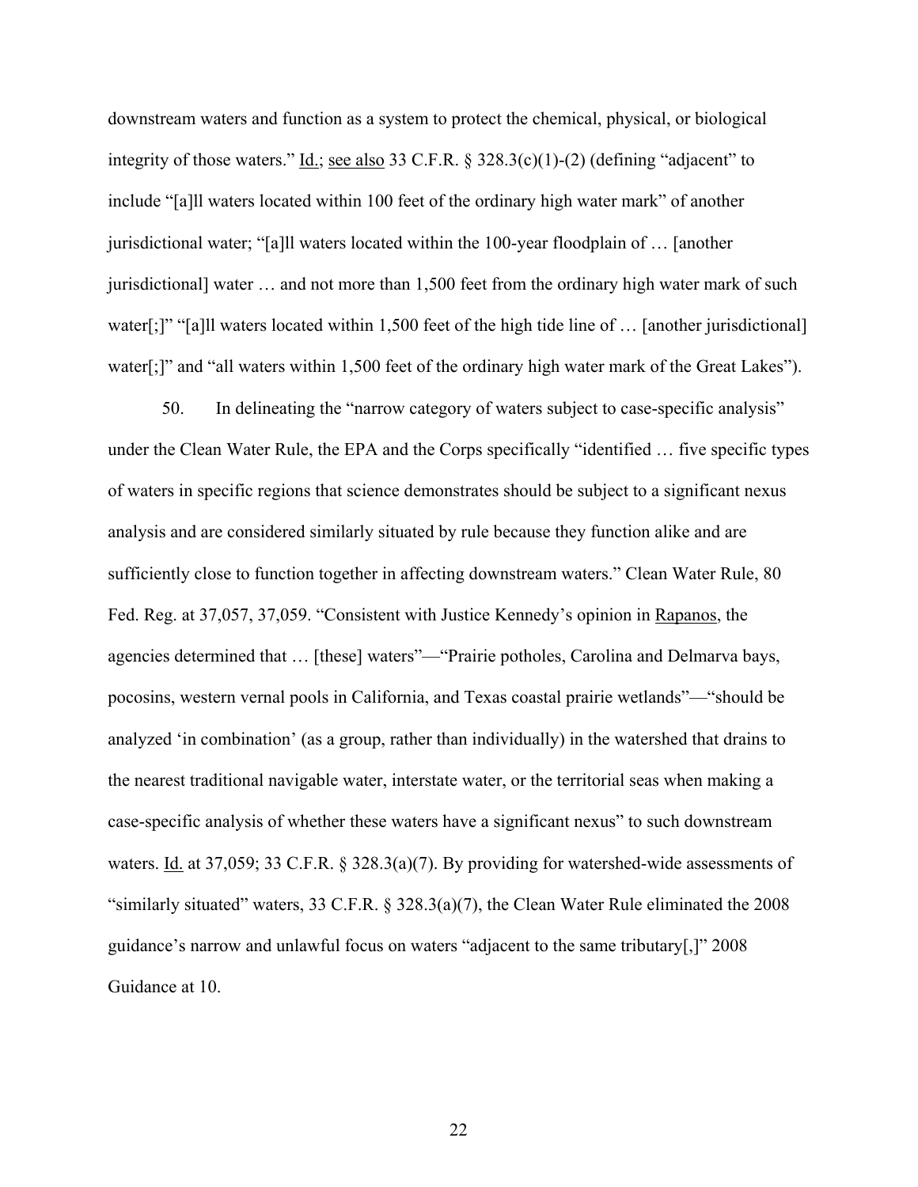downstream waters and function as a system to protect the chemical, physical, or biological integrity of those waters." Id.; see also 33 C.F.R. § 328.3(c)(1)-(2) (defining "adjacent" to include "[a]ll waters located within 100 feet of the ordinary high water mark" of another jurisdictional water; "[a]ll waters located within the 100-year floodplain of … [another jurisdictional] water … and not more than 1,500 feet from the ordinary high water mark of such water[;]" "[a]ll waters located within 1,500 feet of the high tide line of … [another jurisdictional] water[;]" and "all waters within 1,500 feet of the ordinary high water mark of the Great Lakes").

50. In delineating the "narrow category of waters subject to case-specific analysis" under the Clean Water Rule, the EPA and the Corps specifically "identified … five specific types of waters in specific regions that science demonstrates should be subject to a significant nexus analysis and are considered similarly situated by rule because they function alike and are sufficiently close to function together in affecting downstream waters." Clean Water Rule, 80 Fed. Reg. at 37,057, 37,059. "Consistent with Justice Kennedy's opinion in Rapanos, the agencies determined that … [these] waters"—"Prairie potholes, Carolina and Delmarva bays, pocosins, western vernal pools in California, and Texas coastal prairie wetlands"—"should be analyzed 'in combination' (as a group, rather than individually) in the watershed that drains to the nearest traditional navigable water, interstate water, or the territorial seas when making a case-specific analysis of whether these waters have a significant nexus" to such downstream waters. Id. at 37,059; 33 C.F.R. § 328.3(a)(7). By providing for watershed-wide assessments of "similarly situated" waters, 33 C.F.R. § 328.3(a)(7), the Clean Water Rule eliminated the 2008 guidance's narrow and unlawful focus on waters "adjacent to the same tributary[,]" 2008 Guidance at 10.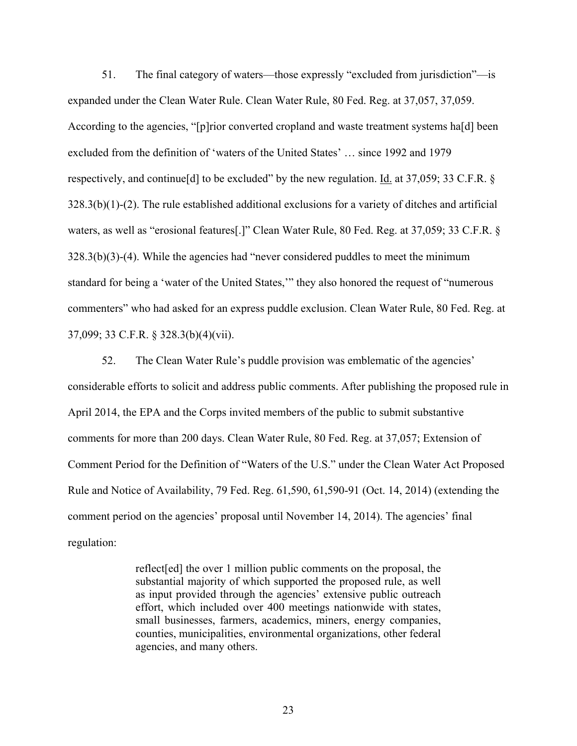51. The final category of waters—those expressly "excluded from jurisdiction"—is expanded under the Clean Water Rule. Clean Water Rule, 80 Fed. Reg. at 37,057, 37,059. According to the agencies, "[p]rior converted cropland and waste treatment systems ha[d] been excluded from the definition of 'waters of the United States' … since 1992 and 1979 respectively, and continue[d] to be excluded" by the new regulation. Id. at 37,059; 33 C.F.R. § 328.3(b)(1)-(2). The rule established additional exclusions for a variety of ditches and artificial waters, as well as "erosional features[.]" Clean Water Rule, 80 Fed. Reg. at 37,059; 33 C.F.R. § 328.3(b)(3)-(4). While the agencies had "never considered puddles to meet the minimum standard for being a 'water of the United States,'" they also honored the request of "numerous commenters" who had asked for an express puddle exclusion. Clean Water Rule, 80 Fed. Reg. at 37,099; 33 C.F.R. § 328.3(b)(4)(vii).

52. The Clean Water Rule's puddle provision was emblematic of the agencies' considerable efforts to solicit and address public comments. After publishing the proposed rule in April 2014, the EPA and the Corps invited members of the public to submit substantive comments for more than 200 days. Clean Water Rule, 80 Fed. Reg. at 37,057; Extension of Comment Period for the Definition of "Waters of the U.S." under the Clean Water Act Proposed Rule and Notice of Availability, 79 Fed. Reg. 61,590, 61,590-91 (Oct. 14, 2014) (extending the comment period on the agencies' proposal until November 14, 2014). The agencies' final regulation:

> reflect[ed] the over 1 million public comments on the proposal, the substantial majority of which supported the proposed rule, as well as input provided through the agencies' extensive public outreach effort, which included over 400 meetings nationwide with states, small businesses, farmers, academics, miners, energy companies, counties, municipalities, environmental organizations, other federal agencies, and many others.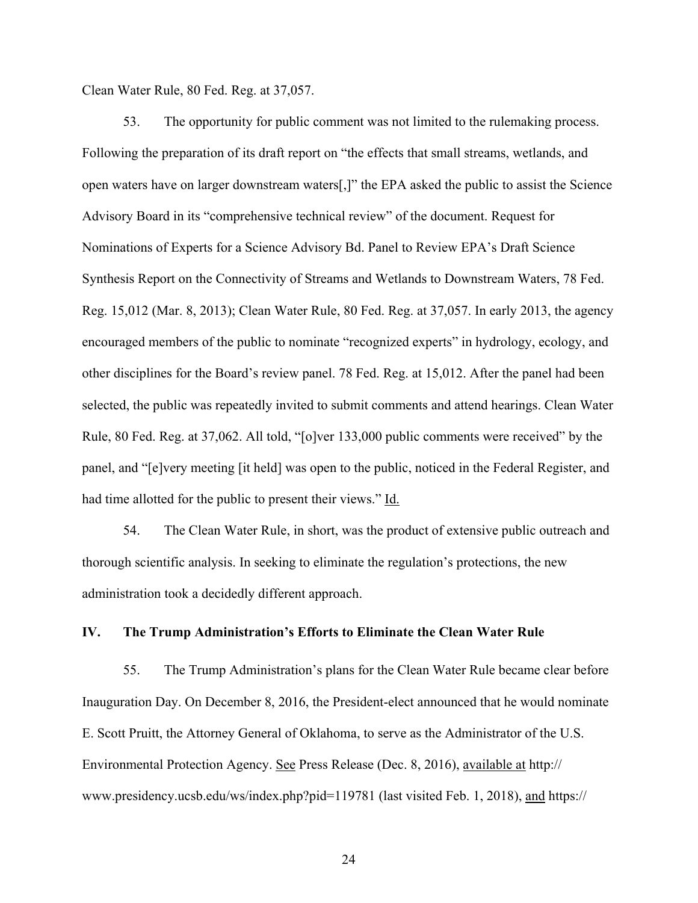Clean Water Rule, 80 Fed. Reg. at 37,057.

53. The opportunity for public comment was not limited to the rulemaking process. Following the preparation of its draft report on "the effects that small streams, wetlands, and open waters have on larger downstream waters[,]" the EPA asked the public to assist the Science Advisory Board in its "comprehensive technical review" of the document. Request for Nominations of Experts for a Science Advisory Bd. Panel to Review EPA's Draft Science Synthesis Report on the Connectivity of Streams and Wetlands to Downstream Waters, 78 Fed. Reg. 15,012 (Mar. 8, 2013); Clean Water Rule, 80 Fed. Reg. at 37,057. In early 2013, the agency encouraged members of the public to nominate "recognized experts" in hydrology, ecology, and other disciplines for the Board's review panel. 78 Fed. Reg. at 15,012. After the panel had been selected, the public was repeatedly invited to submit comments and attend hearings. Clean Water Rule, 80 Fed. Reg. at 37,062. All told, "[o]ver 133,000 public comments were received" by the panel, and "[e]very meeting [it held] was open to the public, noticed in the Federal Register, and had time allotted for the public to present their views." Id.

54. The Clean Water Rule, in short, was the product of extensive public outreach and thorough scientific analysis. In seeking to eliminate the regulation's protections, the new administration took a decidedly different approach.

## IV. The Trump Administration's Efforts to Eliminate the Clean Water Rule

55. The Trump Administration's plans for the Clean Water Rule became clear before Inauguration Day. On December 8, 2016, the President-elect announced that he would nominate E. Scott Pruitt, the Attorney General of Oklahoma, to serve as the Administrator of the U.S. Environmental Protection Agency. See Press Release (Dec. 8, 2016), available at http://www.presidency.ucsb.edu/ws/index.php?pid=119781 (last visited Feb. 1, 2018), and https://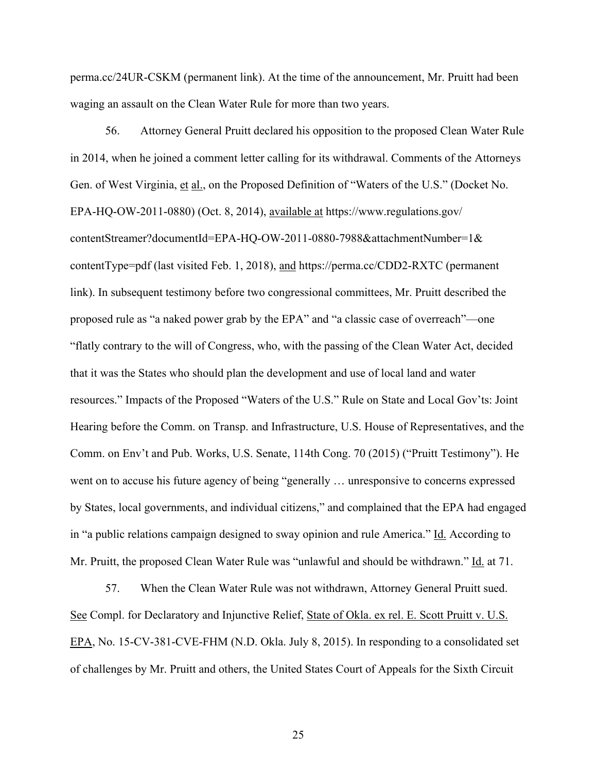perma.cc/24UR-CSKM (permanent link). At the time of the announcement, Mr. Pruitt had been waging an assault on the Clean Water Rule for more than two years.

56. Attorney General Pruitt declared his opposition to the proposed Clean Water Rule in 2014, when he joined a comment letter calling for its withdrawal. Comments of the Attorneys Gen. of West Virginia, et al., on the Proposed Definition of "Waters of the U.S." (Docket No. EPA-HQ-OW-2011-0880) (Oct. 8, 2014), available at https://www.regulations.gov/contentStreamer?documentId=EPA-HQ-OW-2011-0880-7988&attachmentNumber=1&contentType=pdf (last visited Feb. 1, 2018), and https://perma.cc/CDD2-RXTC (permanent link). In subsequent testimony before two congressional committees, Mr. Pruitt described the proposed rule as "a naked power grab by the EPA" and "a classic case of overreach"—one "flatly contrary to the will of Congress, who, with the passing of the Clean Water Act, decided that it was the States who should plan the development and use of local land and water resources." Impacts of the Proposed "Waters of the U.S." Rule on State and Local Gov'ts: Joint Hearing before the Comm. on Transp. and Infrastructure, U.S. House of Representatives, and the Comm. on Env't and Pub. Works, U.S. Senate, 114th Cong. 70 (2015) ("Pruitt Testimony"). He went on to accuse his future agency of being "generally … unresponsive to concerns expressed by States, local governments, and individual citizens," and complained that the EPA had engaged in "a public relations campaign designed to sway opinion and rule America." Id. According to Mr. Pruitt, the proposed Clean Water Rule was "unlawful and should be withdrawn." Id. at 71.

57. When the Clean Water Rule was not withdrawn, Attorney General Pruitt sued. See Compl. for Declaratory and Injunctive Relief, State of Okla. ex rel. E. Scott Pruitt v. U.S. EPA, No. 15-CV-381-CVE-FHM (N.D. Okla. July 8, 2015). In responding to a consolidated set of challenges by Mr. Pruitt and others, the United States Court of Appeals for the Sixth Circuit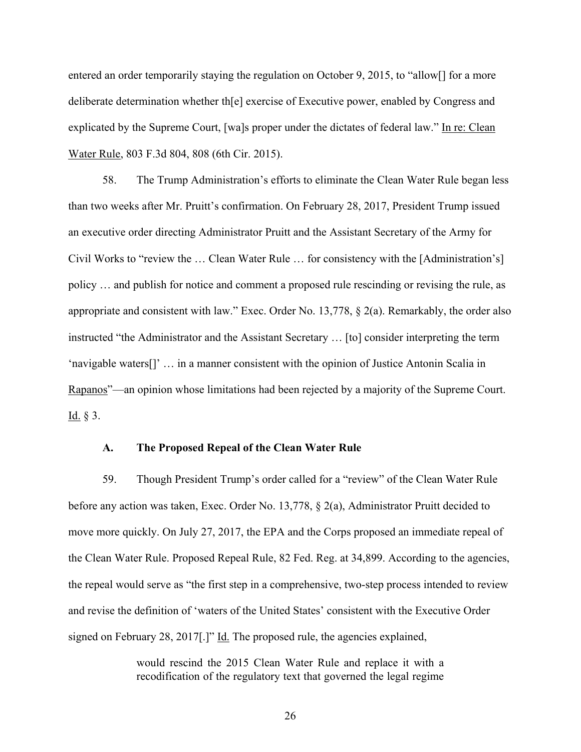entered an order temporarily staying the regulation on October 9, 2015, to "allow[] for a more deliberate determination whether th[e] exercise of Executive power, enabled by Congress and explicated by the Supreme Court, [wa]s proper under the dictates of federal law." In re: Clean Water Rule, 803 F.3d 804, 808 (6th Cir. 2015).

58. The Trump Administration's efforts to eliminate the Clean Water Rule began less than two weeks after Mr. Pruitt's confirmation. On February 28, 2017, President Trump issued an executive order directing Administrator Pruitt and the Assistant Secretary of the Army for Civil Works to "review the … Clean Water Rule … for consistency with the [Administration's] policy … and publish for notice and comment a proposed rule rescinding or revising the rule, as appropriate and consistent with law." Exec. Order No. 13,778, § 2(a). Remarkably, the order also instructed "the Administrator and the Assistant Secretary … [to] consider interpreting the term 'navigable waters[]' … in a manner consistent with the opinion of Justice Antonin Scalia in Rapanos"—an opinion whose limitations had been rejected by a majority of the Supreme Court. Id. § 3.

### A. The Proposed Repeal of the Clean Water Rule

59. Though President Trump's order called for a "review" of the Clean Water Rule before any action was taken, Exec. Order No. 13,778, § 2(a), Administrator Pruitt decided to move more quickly. On July 27, 2017, the EPA and the Corps proposed an immediate repeal of the Clean Water Rule. Proposed Repeal Rule, 82 Fed. Reg. at 34,899. According to the agencies, the repeal would serve as "the first step in a comprehensive, two-step process intended to review and revise the definition of 'waters of the United States' consistent with the Executive Order signed on February 28, 2017[.]" Id. The proposed rule, the agencies explained,

> would rescind the 2015 Clean Water Rule and replace it with a recodification of the regulatory text that governed the legal regime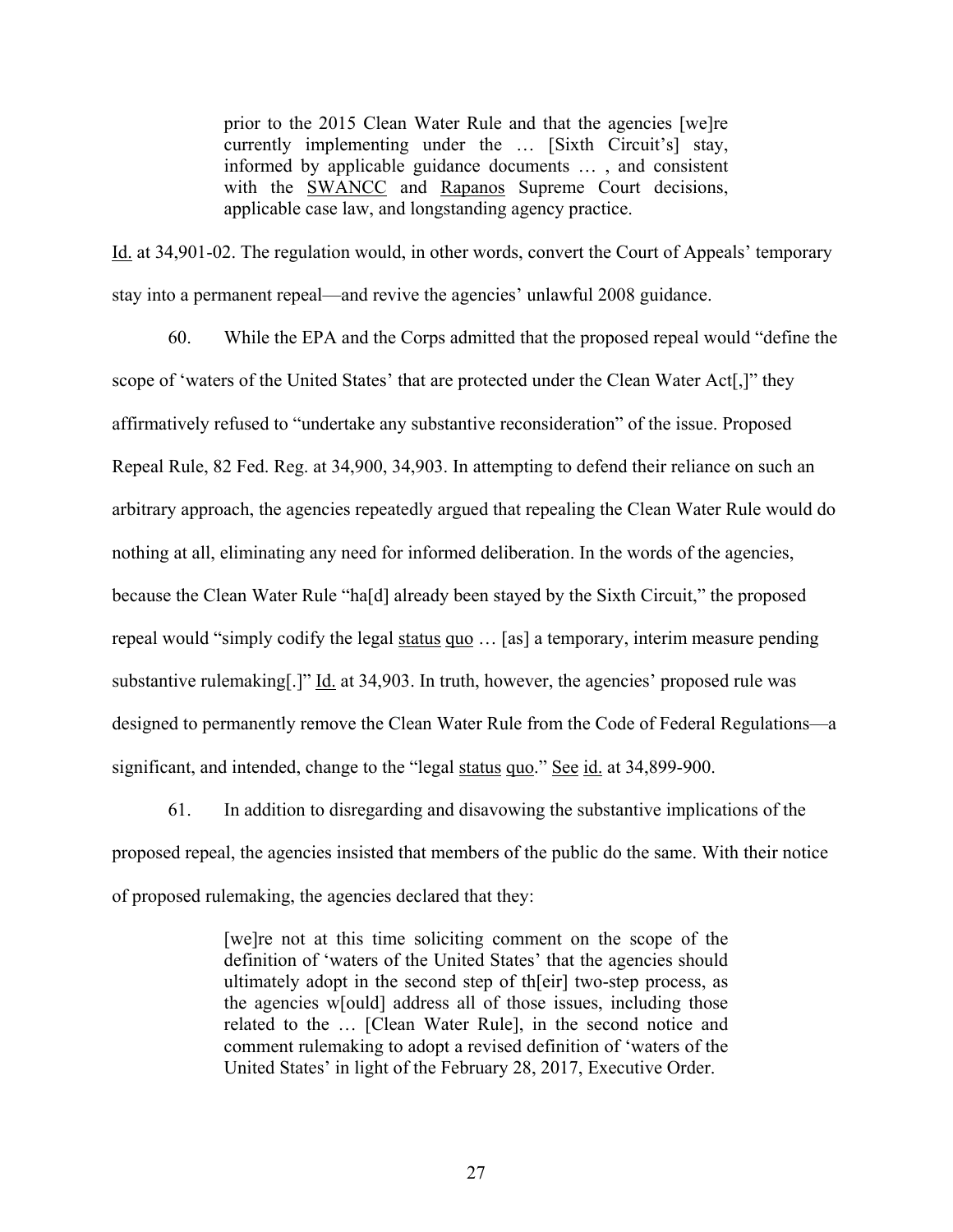> prior to the 2015 Clean Water Rule and that the agencies [we]re currently implementing under the … [Sixth Circuit's] stay, informed by applicable guidance documents … , and consistent with the SWANCC and Rapanos Supreme Court decisions, applicable case law, and longstanding agency practice.

Id. at 34,901-02. The regulation would, in other words, convert the Court of Appeals' temporary stay into a permanent repeal—and revive the agencies' unlawful 2008 guidance.

60. While the EPA and the Corps admitted that the proposed repeal would "define the scope of 'waters of the United States' that are protected under the Clean Water Act[,]" they affirmatively refused to "undertake any substantive reconsideration" of the issue. Proposed Repeal Rule, 82 Fed. Reg. at 34,900, 34,903. In attempting to defend their reliance on such an arbitrary approach, the agencies repeatedly argued that repealing the Clean Water Rule would do nothing at all, eliminating any need for informed deliberation. In the words of the agencies, because the Clean Water Rule "ha[d] already been stayed by the Sixth Circuit," the proposed repeal would "simply codify the legal status quo … [as] a temporary, interim measure pending substantive rulemaking[.]" Id. at 34,903. In truth, however, the agencies' proposed rule was designed to permanently remove the Clean Water Rule from the Code of Federal Regulations—a significant, and intended, change to the "legal status quo." See id. at 34,899-900.

61. In addition to disregarding and disavowing the substantive implications of the proposed repeal, the agencies insisted that members of the public do the same. With their notice of proposed rulemaking, the agencies declared that they:

> [we]re not at this time soliciting comment on the scope of the definition of 'waters of the United States' that the agencies should ultimately adopt in the second step of th[eir] two-step process, as the agencies w[ould] address all of those issues, including those related to the … [Clean Water Rule], in the second notice and comment rulemaking to adopt a revised definition of 'waters of the United States' in light of the February 28, 2017, Executive Order.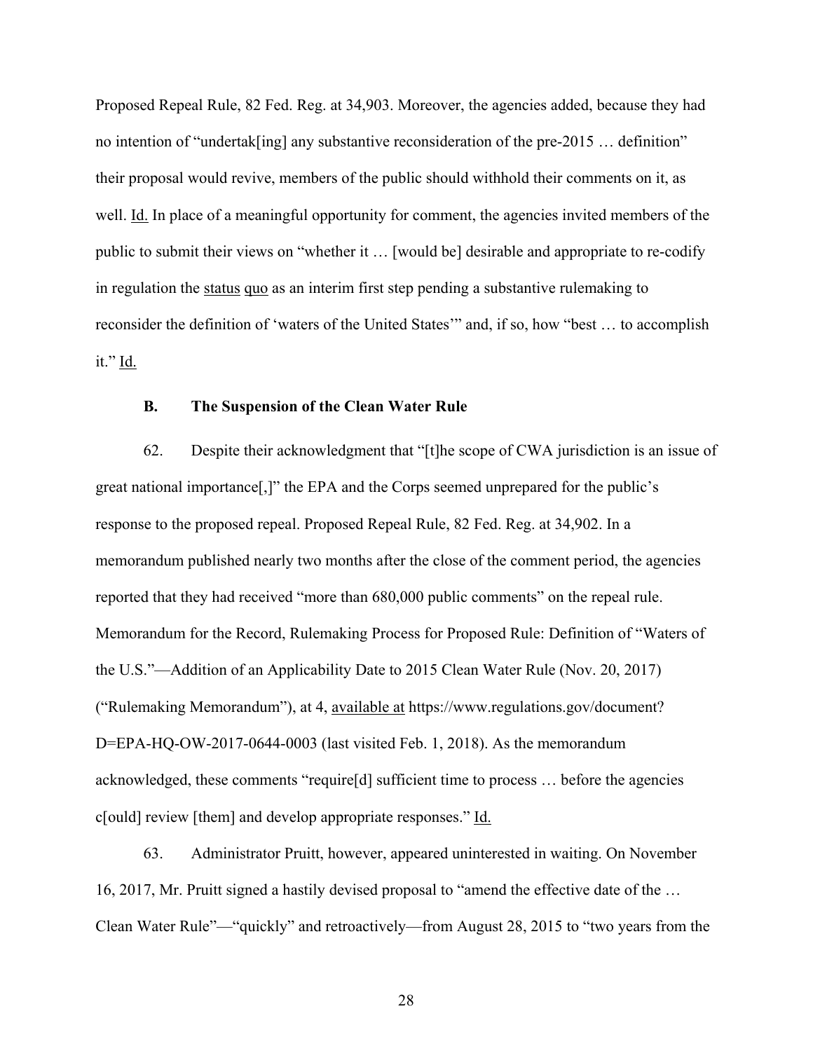Proposed Repeal Rule, 82 Fed. Reg. at 34,903. Moreover, the agencies added, because they had no intention of "undertak[ing] any substantive reconsideration of the pre-2015 … definition" their proposal would revive, members of the public should withhold their comments on it, as well. Id. In place of a meaningful opportunity for comment, the agencies invited members of the public to submit their views on "whether it … [would be] desirable and appropriate to re-codify in regulation the status quo as an interim first step pending a substantive rulemaking to reconsider the definition of 'waters of the United States'" and, if so, how "best … to accomplish it." Id.

### B. The Suspension of the Clean Water Rule

62. Despite their acknowledgment that "[t]he scope of CWA jurisdiction is an issue of great national importance[,]" the EPA and the Corps seemed unprepared for the public's response to the proposed repeal. Proposed Repeal Rule, 82 Fed. Reg. at 34,902. In a memorandum published nearly two months after the close of the comment period, the agencies reported that they had received "more than 680,000 public comments" on the repeal rule. Memorandum for the Record, Rulemaking Process for Proposed Rule: Definition of "Waters of the U.S."—Addition of an Applicability Date to 2015 Clean Water Rule (Nov. 20, 2017) ("Rulemaking Memorandum"), at 4, available at https://www.regulations.gov/document?D=EPA-HQ-OW-2017-0644-0003 (last visited Feb. 1, 2018). As the memorandum acknowledged, these comments "require[d] sufficient time to process … before the agencies c[ould] review [them] and develop appropriate responses." Id.

63. Administrator Pruitt, however, appeared uninterested in waiting. On November 16, 2017, Mr. Pruitt signed a hastily devised proposal to "amend the effective date of the … Clean Water Rule"—"quickly" and retroactively—from August 28, 2015 to "two years from the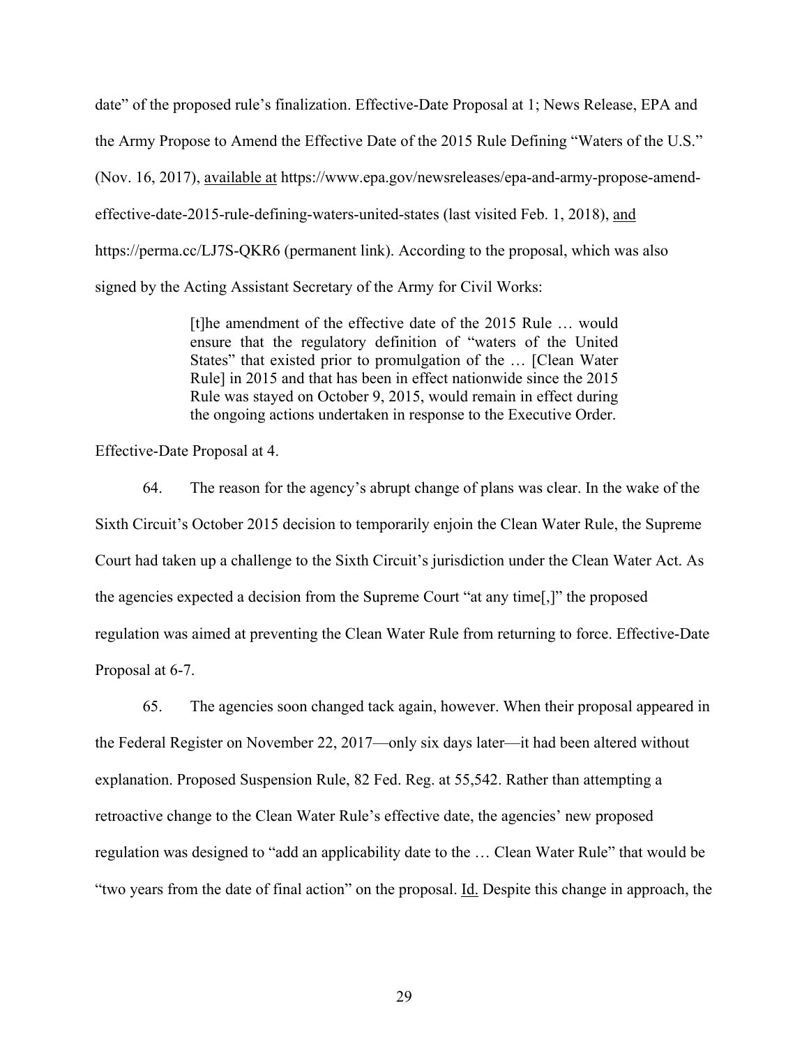date" of the proposed rule's finalization. Effective-Date Proposal at 1; News Release, EPA and the Army Propose to Amend the Effective Date of the 2015 Rule Defining "Waters of the U.S." (Nov. 16, 2017), available at https://www.epa.gov/newsreleases/epa-and-army-propose-amend-effective-date-2015-rule-defining-waters-united-states (last visited Feb. 1, 2018), and https://perma.cc/LJ7S-QKR6 (permanent link). According to the proposal, which was also signed by the Acting Assistant Secretary of the Army for Civil Works:

> [t]he amendment of the effective date of the 2015 Rule … would ensure that the regulatory definition of "waters of the United States" that existed prior to promulgation of the … [Clean Water Rule] in 2015 and that has been in effect nationwide since the 2015 Rule was stayed on October 9, 2015, would remain in effect during the ongoing actions undertaken in response to the Executive Order.

Effective-Date Proposal at 4.

64. The reason for the agency's abrupt change of plans was clear. In the wake of the Sixth Circuit's October 2015 decision to temporarily enjoin the Clean Water Rule, the Supreme Court had taken up a challenge to the Sixth Circuit's jurisdiction under the Clean Water Act. As the agencies expected a decision from the Supreme Court "at any time[,]" the proposed regulation was aimed at preventing the Clean Water Rule from returning to force. Effective-Date Proposal at 6-7.

65. The agencies soon changed tack again, however. When their proposal appeared in the Federal Register on November 22, 2017—only six days later—it had been altered without explanation. Proposed Suspension Rule, 82 Fed. Reg. at 55,542. Rather than attempting a retroactive change to the Clean Water Rule's effective date, the agencies' new proposed regulation was designed to "add an applicability date to the … Clean Water Rule" that would be "two years from the date of final action" on the proposal. Id. Despite this change in approach, the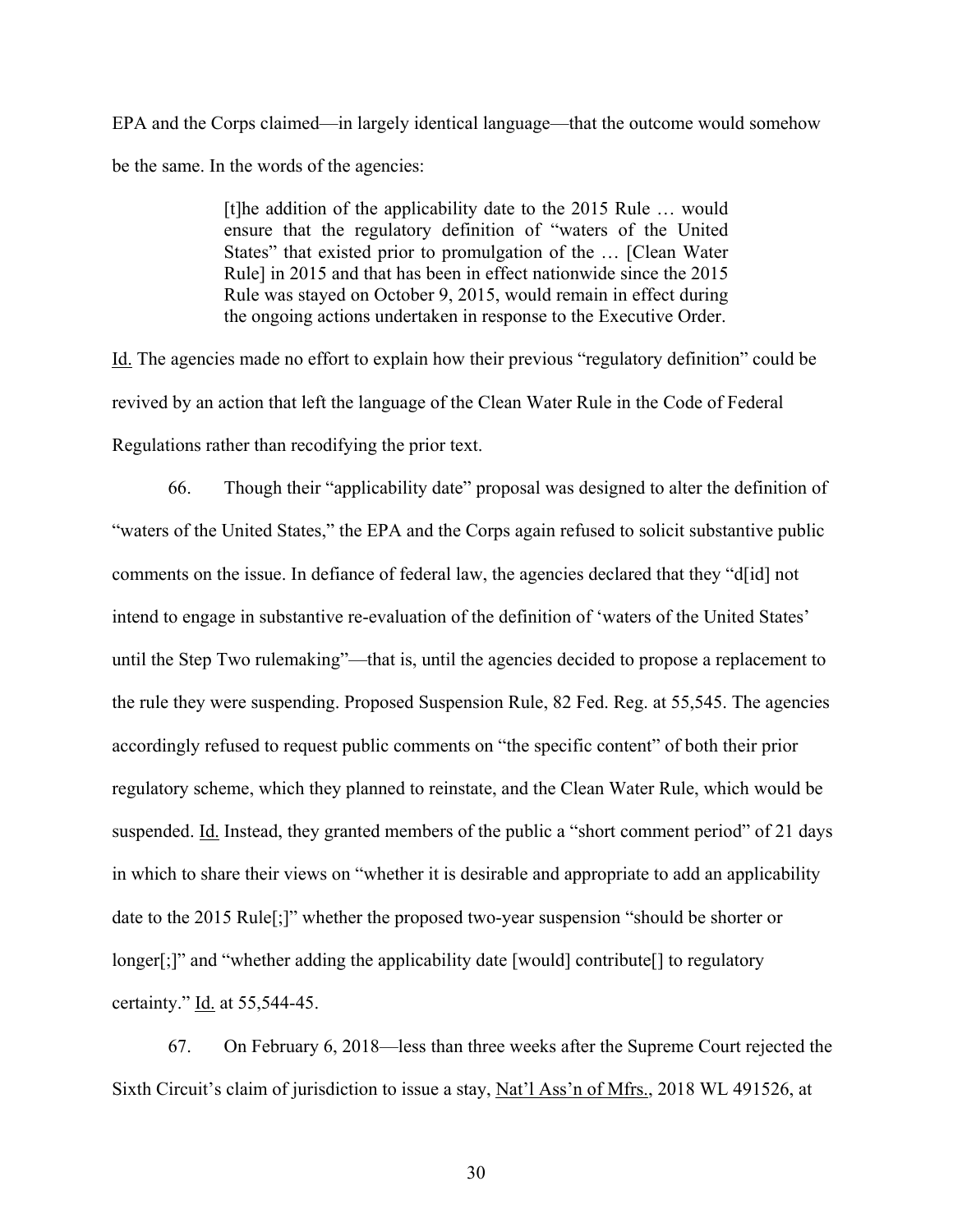EPA and the Corps claimed—in largely identical language—that the outcome would somehow be the same. In the words of the agencies:

> [t]he addition of the applicability date to the 2015 Rule … would ensure that the regulatory definition of "waters of the United States" that existed prior to promulgation of the … [Clean Water Rule] in 2015 and that has been in effect nationwide since the 2015 Rule was stayed on October 9, 2015, would remain in effect during the ongoing actions undertaken in response to the Executive Order.

Id. The agencies made no effort to explain how their previous "regulatory definition" could be revived by an action that left the language of the Clean Water Rule in the Code of Federal Regulations rather than recodifying the prior text.

66. Though their "applicability date" proposal was designed to alter the definition of "waters of the United States," the EPA and the Corps again refused to solicit substantive public comments on the issue. In defiance of federal law, the agencies declared that they "d[id] not intend to engage in substantive re-evaluation of the definition of 'waters of the United States' until the Step Two rulemaking"—that is, until the agencies decided to propose a replacement to the rule they were suspending. Proposed Suspension Rule, 82 Fed. Reg. at 55,545. The agencies accordingly refused to request public comments on "the specific content" of both their prior regulatory scheme, which they planned to reinstate, and the Clean Water Rule, which would be suspended. Id. Instead, they granted members of the public a "short comment period" of 21 days in which to share their views on "whether it is desirable and appropriate to add an applicability date to the 2015 Rule[;]" whether the proposed two-year suspension "should be shorter or longer[;]" and "whether adding the applicability date [would] contribute[] to regulatory certainty." Id. at 55,544-45.

67. On February 6, 2018—less than three weeks after the Supreme Court rejected the Sixth Circuit's claim of jurisdiction to issue a stay, Nat'l Ass'n of Mfrs., 2018 WL 491526, at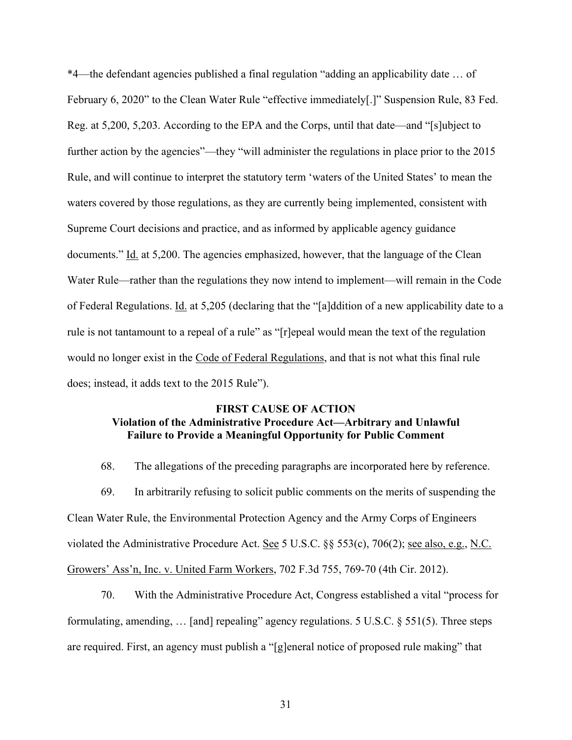*4—the defendant agencies published a final regulation "adding an applicability date … of February 6, 2020" to the Clean Water Rule "effective immediately[.]" Suspension Rule, 83 Fed. Reg. at 5,200, 5,203. According to the EPA and the Corps, until that date—and "[s]ubject to further action by the agencies"—they "will administer the regulations in place prior to the 2015 Rule, and will continue to interpret the statutory term 'waters of the United States' to mean the waters covered by those regulations, as they are currently being implemented, consistent with Supreme Court decisions and practice, and as informed by applicable agency guidance documents." Id. at 5,200. The agencies emphasized, however, that the language of the Clean Water Rule—rather than the regulations they now intend to implement—will remain in the Code of Federal Regulations. Id. at 5,205 (declaring that the "[a]ddition of a new applicability date to a rule is not tantamount to a repeal of a rule" as "[r]epeal would mean the text of the regulation would no longer exist in the Code of Federal Regulations, and that is not what this final rule does; instead, it adds text to the 2015 Rule").

**FIRST CAUSE OF ACTION**
**Violation of the Administrative Procedure Act—Arbitrary and Unlawful Failure to Provide a Meaningful Opportunity for Public Comment**

68. The allegations of the preceding paragraphs are incorporated here by reference.

69. In arbitrarily refusing to solicit public comments on the merits of suspending the Clean Water Rule, the Environmental Protection Agency and the Army Corps of Engineers violated the Administrative Procedure Act. See 5 U.S.C. §§ 553(c), 706(2); see also, e.g., N.C. Growers' Ass'n, Inc. v. United Farm Workers, 702 F.3d 755, 769-70 (4th Cir. 2012).

70. With the Administrative Procedure Act, Congress established a vital "process for formulating, amending, … [and] repealing" agency regulations. 5 U.S.C. § 551(5). Three steps are required. First, an agency must publish a "[g]eneral notice of proposed rule making" that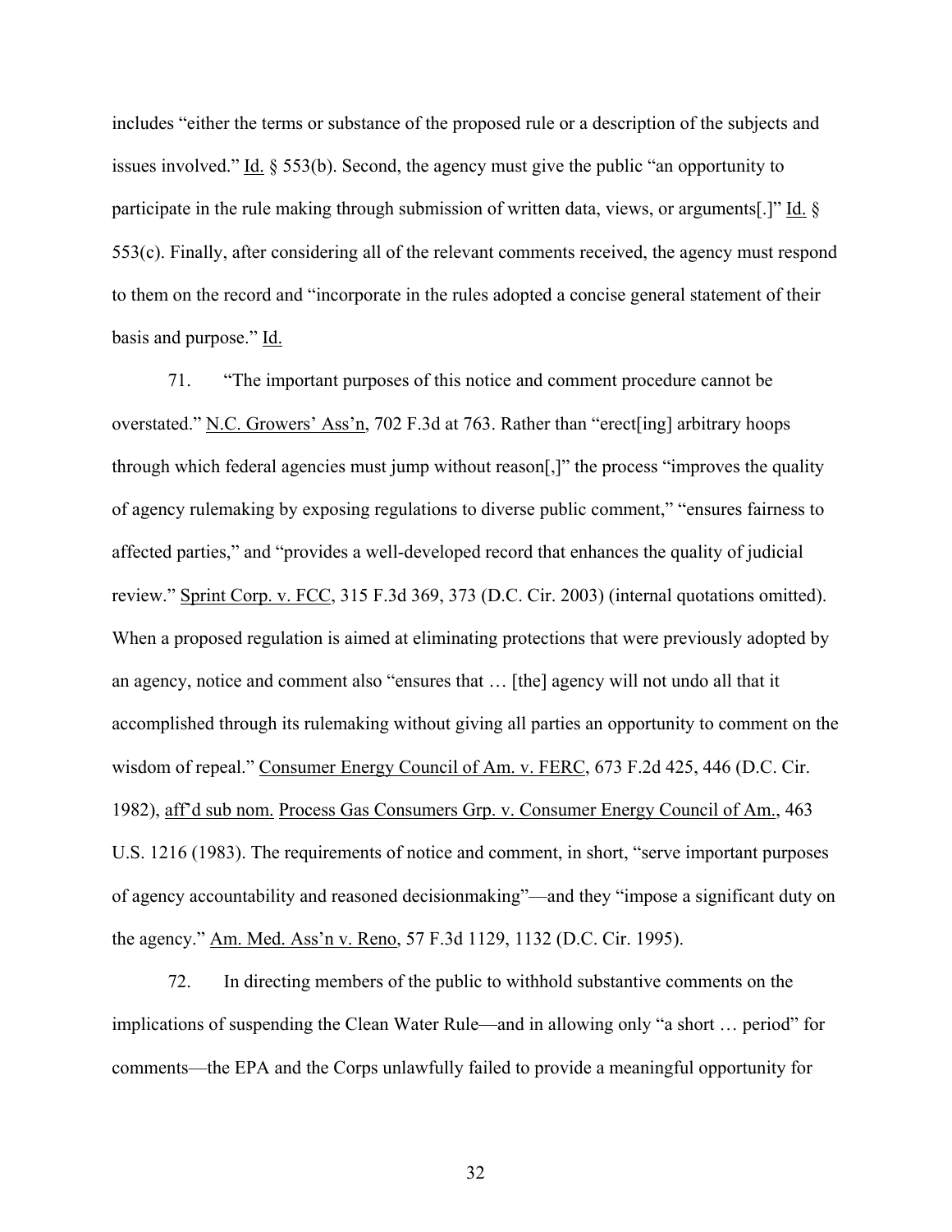includes "either the terms or substance of the proposed rule or a description of the subjects and issues involved." Id. § 553(b). Second, the agency must give the public "an opportunity to participate in the rule making through submission of written data, views, or arguments[.]" Id. § 553(c). Finally, after considering all of the relevant comments received, the agency must respond to them on the record and "incorporate in the rules adopted a concise general statement of their basis and purpose." Id.

71. "The important purposes of this notice and comment procedure cannot be overstated." N.C. Growers' Ass'n, 702 F.3d at 763. Rather than "erect[ing] arbitrary hoops through which federal agencies must jump without reason[,]" the process "improves the quality of agency rulemaking by exposing regulations to diverse public comment," "ensures fairness to affected parties," and "provides a well-developed record that enhances the quality of judicial review." Sprint Corp. v. FCC, 315 F.3d 369, 373 (D.C. Cir. 2003) (internal quotations omitted). When a proposed regulation is aimed at eliminating protections that were previously adopted by an agency, notice and comment also "ensures that … [the] agency will not undo all that it accomplished through its rulemaking without giving all parties an opportunity to comment on the wisdom of repeal." Consumer Energy Council of Am. v. FERC, 673 F.2d 425, 446 (D.C. Cir. 1982), aff'd sub nom. Process Gas Consumers Grp. v. Consumer Energy Council of Am., 463 U.S. 1216 (1983). The requirements of notice and comment, in short, "serve important purposes of agency accountability and reasoned decisionmaking"—and they "impose a significant duty on the agency." Am. Med. Ass'n v. Reno, 57 F.3d 1129, 1132 (D.C. Cir. 1995).

72. In directing members of the public to withhold substantive comments on the implications of suspending the Clean Water Rule—and in allowing only "a short … period" for comments—the EPA and the Corps unlawfully failed to provide a meaningful opportunity for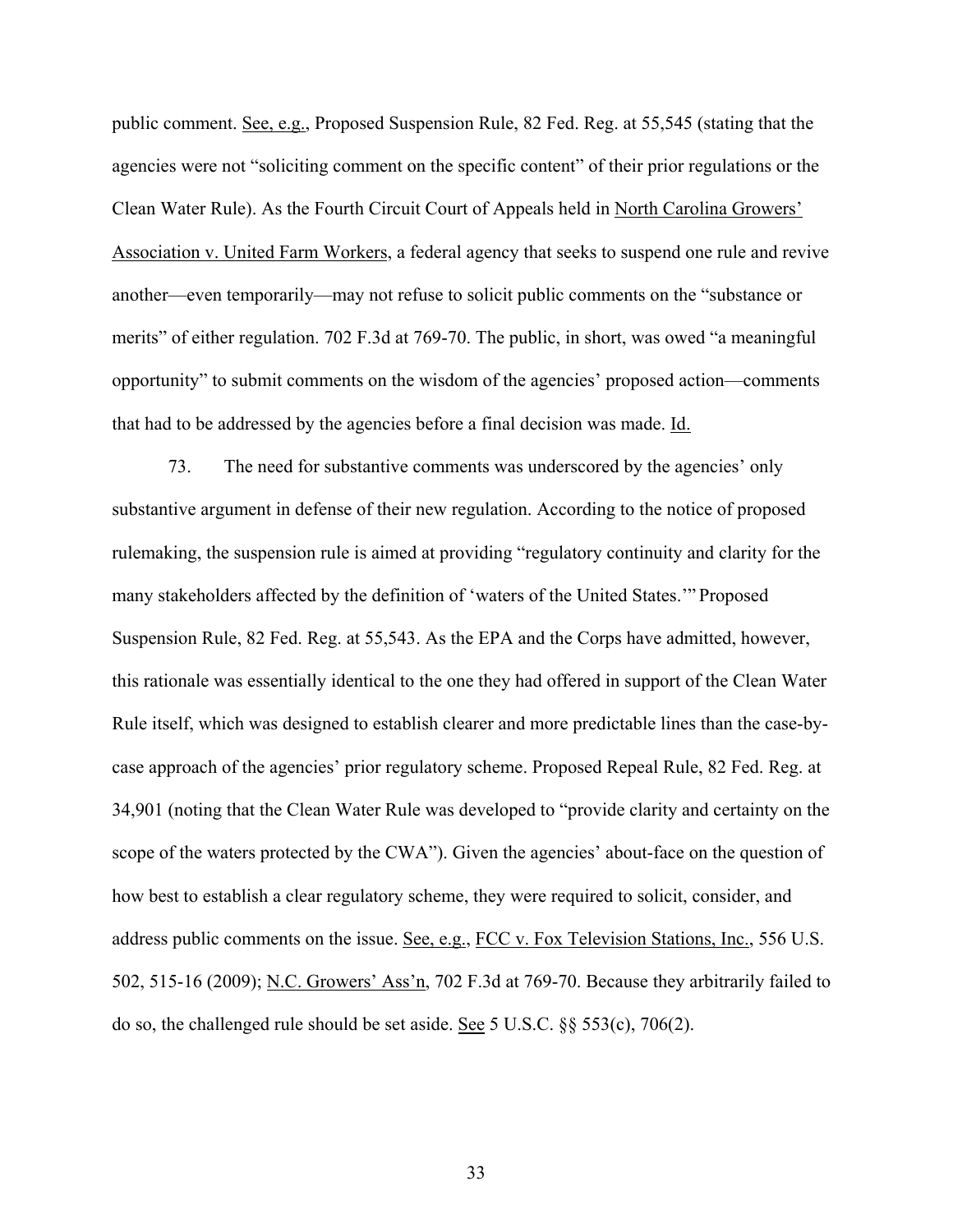public comment. See, e.g., Proposed Suspension Rule, 82 Fed. Reg. at 55,545 (stating that the agencies were not "soliciting comment on the specific content" of their prior regulations or the Clean Water Rule). As the Fourth Circuit Court of Appeals held in North Carolina Growers' Association v. United Farm Workers, a federal agency that seeks to suspend one rule and revive another—even temporarily—may not refuse to solicit public comments on the "substance or merits" of either regulation. 702 F.3d at 769-70. The public, in short, was owed "a meaningful opportunity" to submit comments on the wisdom of the agencies' proposed action—comments that had to be addressed by the agencies before a final decision was made. Id.

73. The need for substantive comments was underscored by the agencies' only substantive argument in defense of their new regulation. According to the notice of proposed rulemaking, the suspension rule is aimed at providing "regulatory continuity and clarity for the many stakeholders affected by the definition of 'waters of the United States.'" Proposed Suspension Rule, 82 Fed. Reg. at 55,543. As the EPA and the Corps have admitted, however, this rationale was essentially identical to the one they had offered in support of the Clean Water Rule itself, which was designed to establish clearer and more predictable lines than the case-by-case approach of the agencies' prior regulatory scheme. Proposed Repeal Rule, 82 Fed. Reg. at 34,901 (noting that the Clean Water Rule was developed to "provide clarity and certainty on the scope of the waters protected by the CWA"). Given the agencies' about-face on the question of how best to establish a clear regulatory scheme, they were required to solicit, consider, and address public comments on the issue. See, e.g., FCC v. Fox Television Stations, Inc., 556 U.S. 502, 515-16 (2009); N.C. Growers' Ass'n, 702 F.3d at 769-70. Because they arbitrarily failed to do so, the challenged rule should be set aside. See 5 U.S.C. §§ 553(c), 706(2).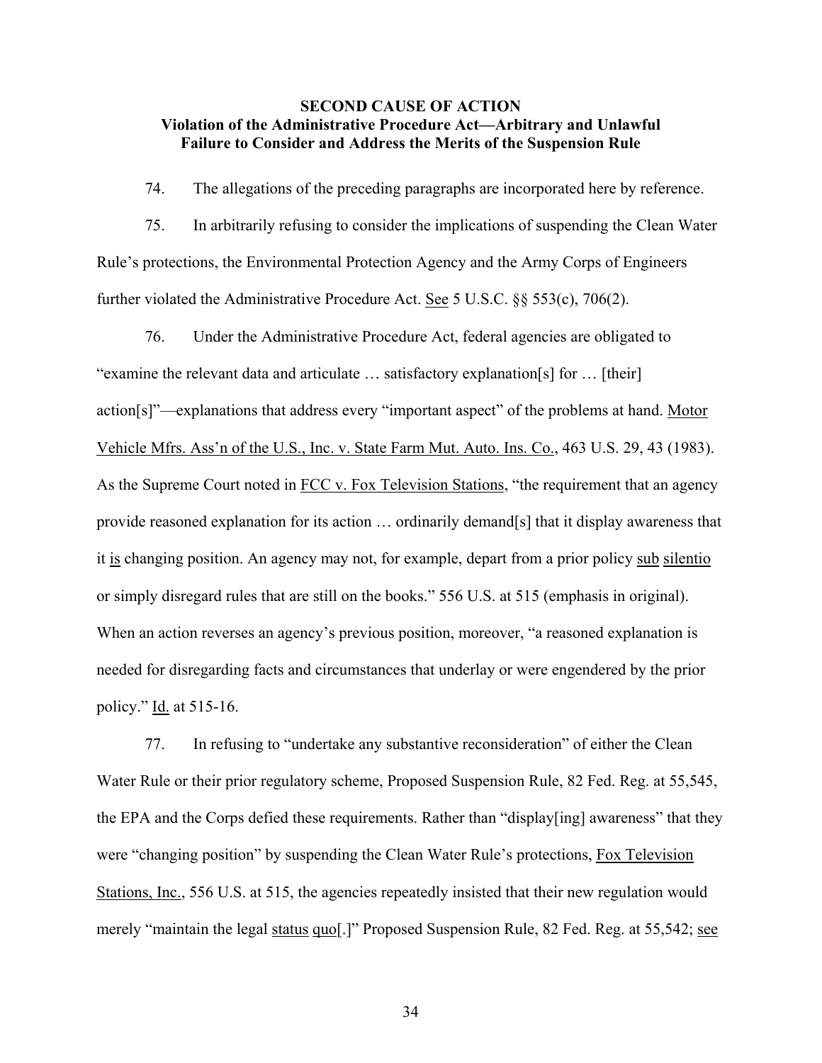**SECOND CAUSE OF ACTION**
**Violation of the Administrative Procedure Act—Arbitrary and Unlawful Failure to Consider and Address the Merits of the Suspension Rule**

74. The allegations of the preceding paragraphs are incorporated here by reference.

75. In arbitrarily refusing to consider the implications of suspending the Clean Water Rule's protections, the Environmental Protection Agency and the Army Corps of Engineers further violated the Administrative Procedure Act. See 5 U.S.C. §§ 553(c), 706(2).

76. Under the Administrative Procedure Act, federal agencies are obligated to "examine the relevant data and articulate … satisfactory explanation[s] for … [their] action[s]"—explanations that address every "important aspect" of the problems at hand. Motor Vehicle Mfrs. Ass'n of the U.S., Inc. v. State Farm Mut. Auto. Ins. Co., 463 U.S. 29, 43 (1983). As the Supreme Court noted in FCC v. Fox Television Stations, "the requirement that an agency provide reasoned explanation for its action … ordinarily demand[s] that it display awareness that it is changing position. An agency may not, for example, depart from a prior policy sub silentio or simply disregard rules that are still on the books." 556 U.S. at 515 (emphasis in original). When an action reverses an agency's previous position, moreover, "a reasoned explanation is needed for disregarding facts and circumstances that underlay or were engendered by the prior policy." Id. at 515-16.

77. In refusing to "undertake any substantive reconsideration" of either the Clean Water Rule or their prior regulatory scheme, Proposed Suspension Rule, 82 Fed. Reg. at 55,545, the EPA and the Corps defied these requirements. Rather than "display[ing] awareness" that they were "changing position" by suspending the Clean Water Rule's protections, Fox Television Stations, Inc., 556 U.S. at 515, the agencies repeatedly insisted that their new regulation would merely "maintain the legal status quo[.]" Proposed Suspension Rule, 82 Fed. Reg. at 55,542; see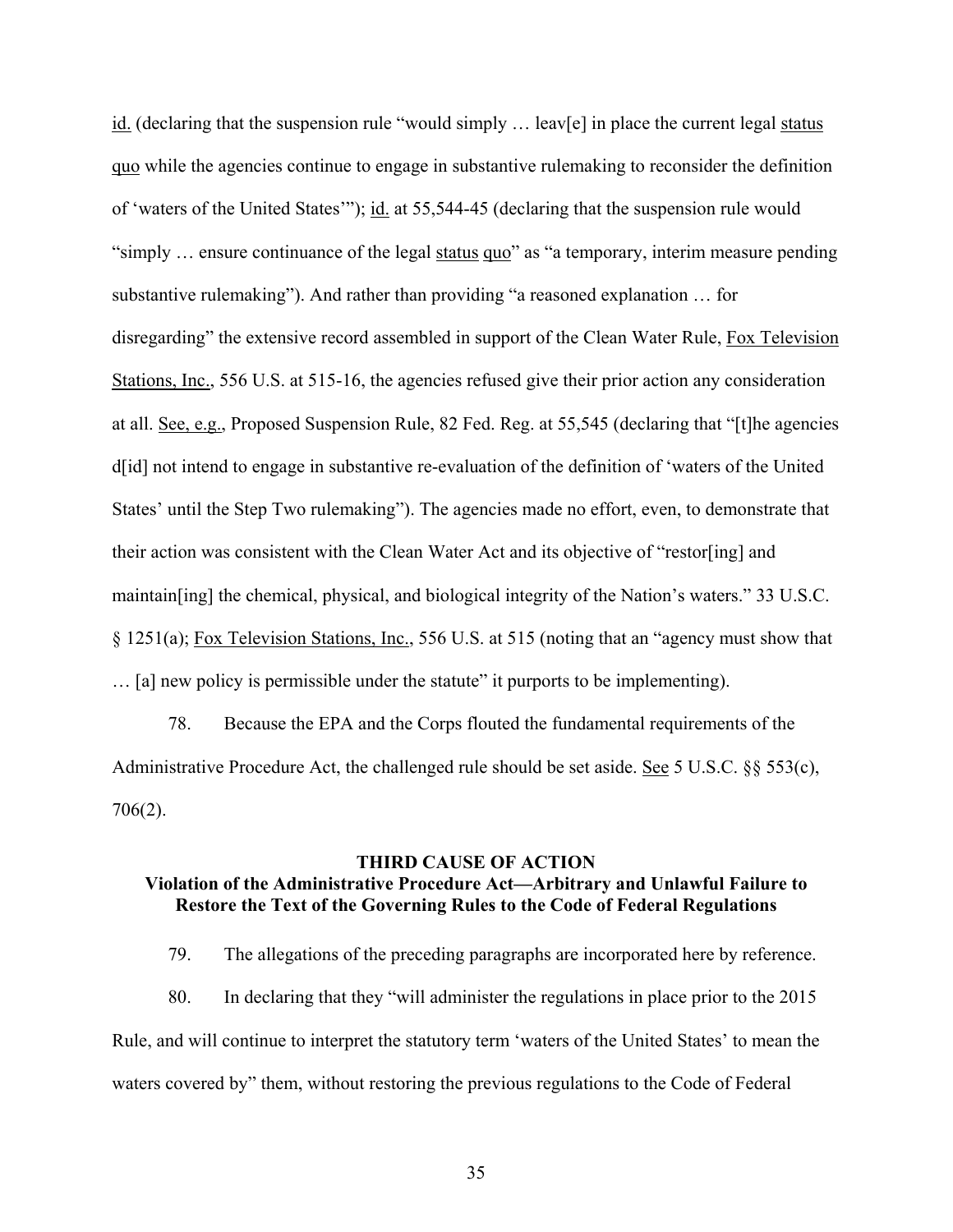id. (declaring that the suspension rule "would simply … leav[e] in place the current legal status quo while the agencies continue to engage in substantive rulemaking to reconsider the definition of 'waters of the United States'"); id. at 55,544-45 (declaring that the suspension rule would "simply … ensure continuance of the legal status quo" as "a temporary, interim measure pending substantive rulemaking"). And rather than providing "a reasoned explanation … for disregarding" the extensive record assembled in support of the Clean Water Rule, Fox Television Stations, Inc., 556 U.S. at 515-16, the agencies refused give their prior action any consideration at all. See, e.g., Proposed Suspension Rule, 82 Fed. Reg. at 55,545 (declaring that "[t]he agencies d[id] not intend to engage in substantive re-evaluation of the definition of 'waters of the United States' until the Step Two rulemaking"). The agencies made no effort, even, to demonstrate that their action was consistent with the Clean Water Act and its objective of "restor[ing] and maintain[ing] the chemical, physical, and biological integrity of the Nation's waters." 33 U.S.C. § 1251(a); Fox Television Stations, Inc., 556 U.S. at 515 (noting that an "agency must show that … [a] new policy is permissible under the statute" it purports to be implementing).

78. Because the EPA and the Corps flouted the fundamental requirements of the Administrative Procedure Act, the challenged rule should be set aside. See 5 U.S.C. §§ 553(c), 706(2).

## THIRD CAUSE OF ACTION

### Violation of the Administrative Procedure Act—Arbitrary and Unlawful Failure to Restore the Text of the Governing Rules to the Code of Federal Regulations

79. The allegations of the preceding paragraphs are incorporated here by reference.

80. In declaring that they "will administer the regulations in place prior to the 2015 Rule, and will continue to interpret the statutory term 'waters of the United States' to mean the waters covered by" them, without restoring the previous regulations to the Code of Federal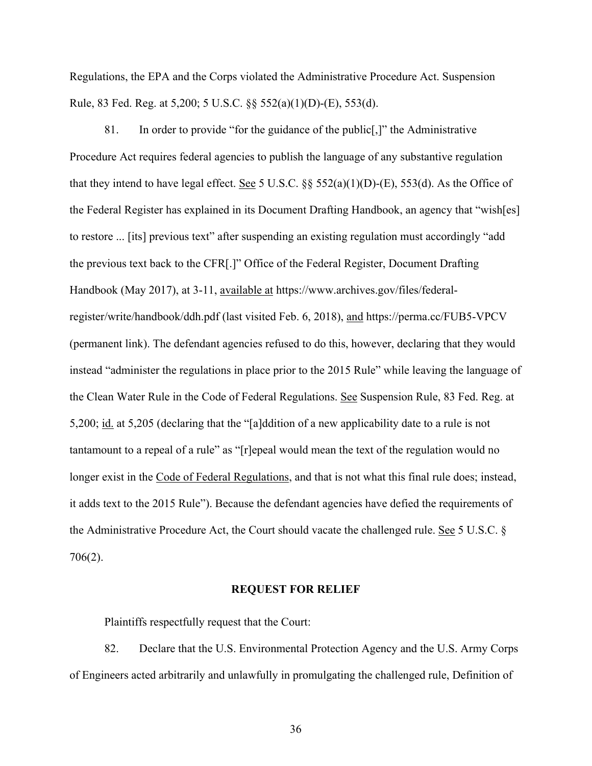Regulations, the EPA and the Corps violated the Administrative Procedure Act. Suspension Rule, 83 Fed. Reg. at 5,200; 5 U.S.C. §§ 552(a)(1)(D)-(E), 553(d).

81. In order to provide "for the guidance of the public[,]" the Administrative Procedure Act requires federal agencies to publish the language of any substantive regulation that they intend to have legal effect. See 5 U.S.C. §§ 552(a)(1)(D)-(E), 553(d). As the Office of the Federal Register has explained in its Document Drafting Handbook, an agency that "wish[es] to restore ... [its] previous text" after suspending an existing regulation must accordingly "add the previous text back to the CFR[.]" Office of the Federal Register, Document Drafting Handbook (May 2017), at 3-11, available at https://www.archives.gov/files/federal-register/write/handbook/ddh.pdf (last visited Feb. 6, 2018), and https://perma.cc/FUB5-VPCV (permanent link). The defendant agencies refused to do this, however, declaring that they would instead "administer the regulations in place prior to the 2015 Rule" while leaving the language of the Clean Water Rule in the Code of Federal Regulations. See Suspension Rule, 83 Fed. Reg. at 5,200; id. at 5,205 (declaring that the "[a]ddition of a new applicability date to a rule is not tantamount to a repeal of a rule" as "[r]epeal would mean the text of the regulation would no longer exist in the Code of Federal Regulations, and that is not what this final rule does; instead, it adds text to the 2015 Rule"). Because the defendant agencies have defied the requirements of the Administrative Procedure Act, the Court should vacate the challenged rule. See 5 U.S.C. § 706(2).

## REQUEST FOR RELIEF

Plaintiffs respectfully request that the Court:

82. Declare that the U.S. Environmental Protection Agency and the U.S. Army Corps of Engineers acted arbitrarily and unlawfully in promulgating the challenged rule, Definition of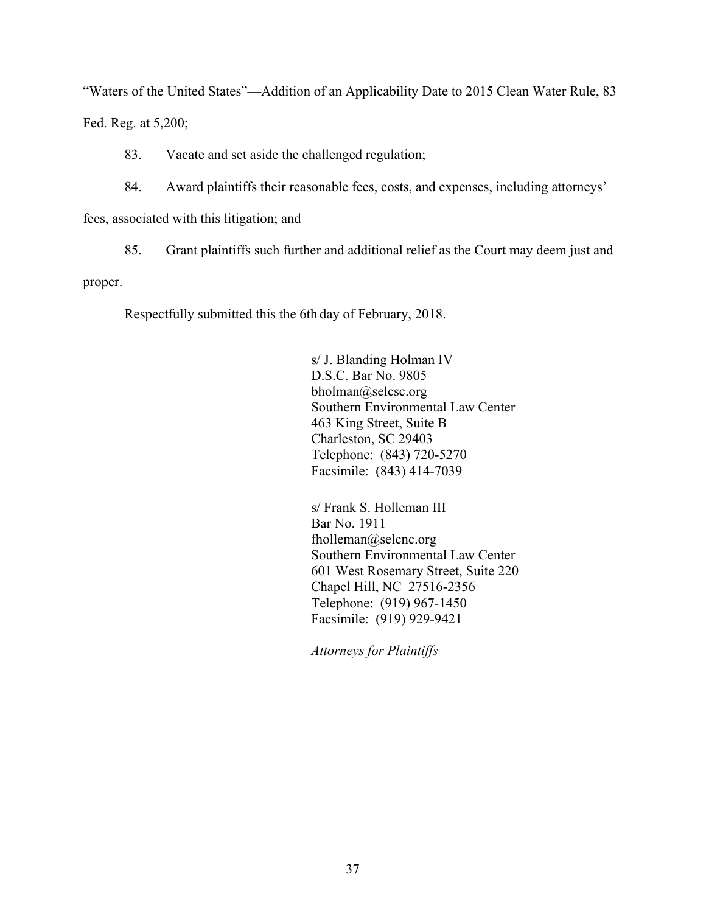"Waters of the United States"—Addition of an Applicability Date to 2015 Clean Water Rule, 83 Fed. Reg. at 5,200;

83. Vacate and set aside the challenged regulation;

84. Award plaintiffs their reasonable fees, costs, and expenses, including attorneys' fees, associated with this litigation; and

85. Grant plaintiffs such further and additional relief as the Court may deem just and proper.

Respectfully submitted this the 6th day of February, 2018.

s/ J. Blanding Holman IV
D.S.C. Bar No. 9805
bholman@selcsc.org
Southern Environmental Law Center
463 King Street, Suite B
Charleston, SC 29403
Telephone: (843) 720-5270
Facsimile: (843) 414-7039

s/ Frank S. Holleman III
Bar No. 1911
fholleman@selcnc.org
Southern Environmental Law Center
601 West Rosemary Street, Suite 220
Chapel Hill, NC 27516-2356
Telephone: (919) 967-1450
Facsimile: (919) 929-9421

*Attorneys for Plaintiffs*